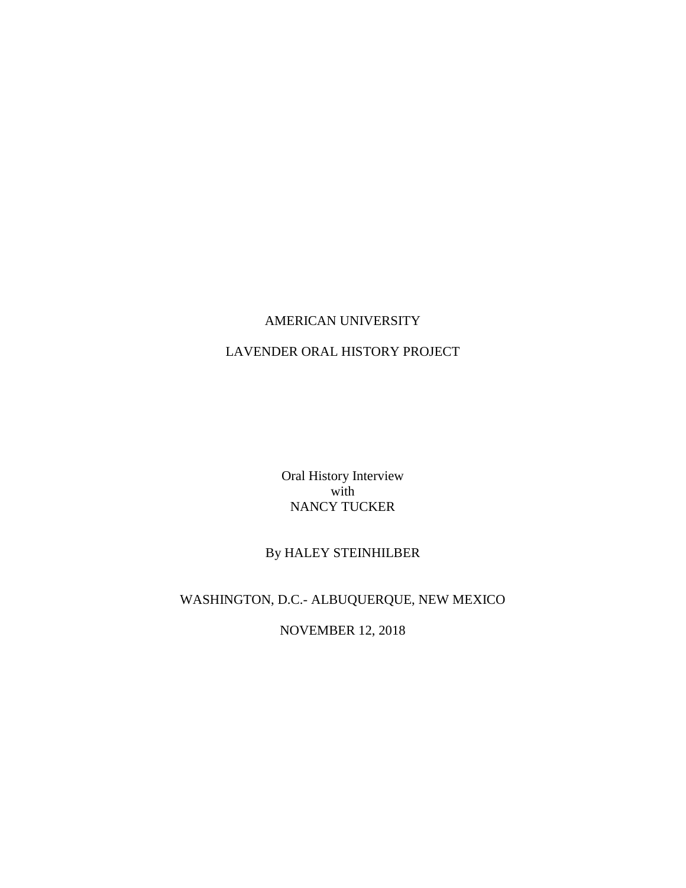AMERICAN UNIVERSITY

LAVENDER ORAL HISTORY PROJECT

Oral History Interview
with
NANCY TUCKER

By HALEY STEINHILBER

WASHINGTON, D.C.- ALBUQUERQUE, NEW MEXICO

NOVEMBER 12, 2018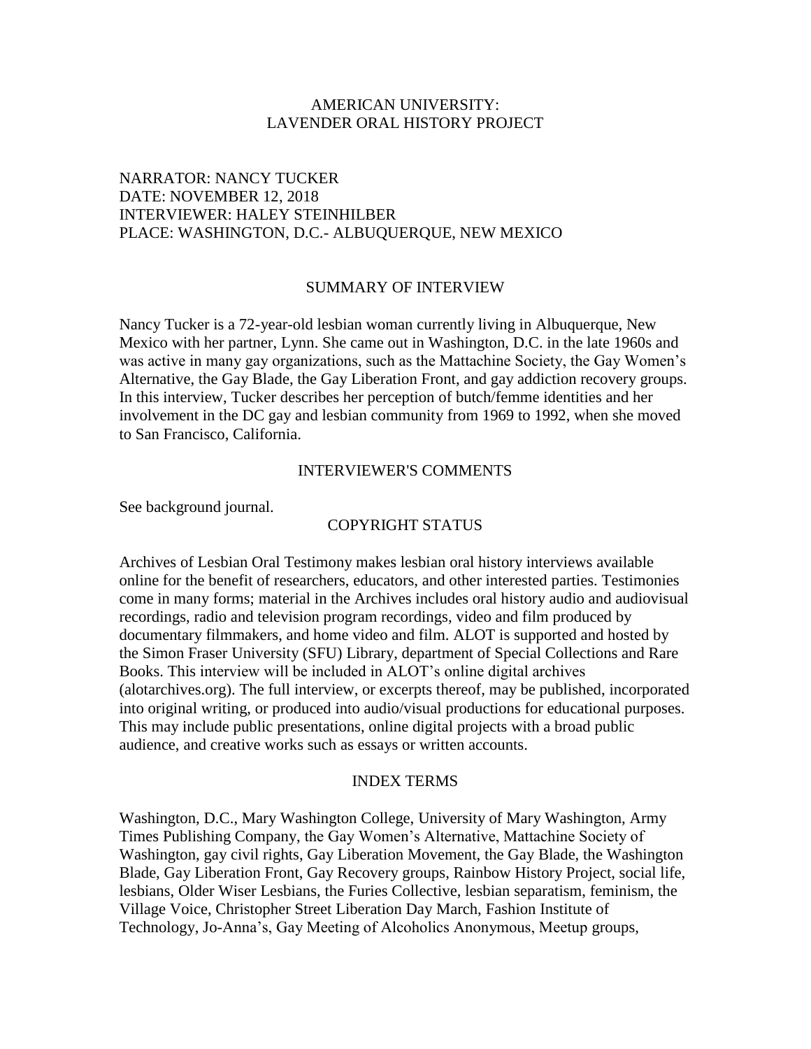AMERICAN UNIVERSITY:
LAVENDER ORAL HISTORY PROJECT

NARRATOR: NANCY TUCKER
DATE: NOVEMBER 12, 2018
INTERVIEWER: HALEY STEINHILBER
PLACE: WASHINGTON, D.C.- ALBUQUERQUE, NEW MEXICO

## SUMMARY OF INTERVIEW

Nancy Tucker is a 72-year-old lesbian woman currently living in Albuquerque, New Mexico with her partner, Lynn. She came out in Washington, D.C. in the late 1960s and was active in many gay organizations, such as the Mattachine Society, the Gay Women's Alternative, the Gay Blade, the Gay Liberation Front, and gay addiction recovery groups. In this interview, Tucker describes her perception of butch/femme identities and her involvement in the DC gay and lesbian community from 1969 to 1992, when she moved to San Francisco, California.

## INTERVIEWER'S COMMENTS

See background journal.

## COPYRIGHT STATUS

Archives of Lesbian Oral Testimony makes lesbian oral history interviews available online for the benefit of researchers, educators, and other interested parties. Testimonies come in many forms; material in the Archives includes oral history audio and audiovisual recordings, radio and television program recordings, video and film produced by documentary filmmakers, and home video and film. ALOT is supported and hosted by the Simon Fraser University (SFU) Library, department of Special Collections and Rare Books. This interview will be included in ALOT's online digital archives (alotarchives.org). The full interview, or excerpts thereof, may be published, incorporated into original writing, or produced into audio/visual productions for educational purposes. This may include public presentations, online digital projects with a broad public audience, and creative works such as essays or written accounts.

## INDEX TERMS

Washington, D.C., Mary Washington College, University of Mary Washington, Army Times Publishing Company, the Gay Women's Alternative, Mattachine Society of Washington, gay civil rights, Gay Liberation Movement, the Gay Blade, the Washington Blade, Gay Liberation Front, Gay Recovery groups, Rainbow History Project, social life, lesbians, Older Wiser Lesbians, the Furies Collective, lesbian separatism, feminism, the Village Voice, Christopher Street Liberation Day March, Fashion Institute of Technology, Jo-Anna's, Gay Meeting of Alcoholics Anonymous, Meetup groups,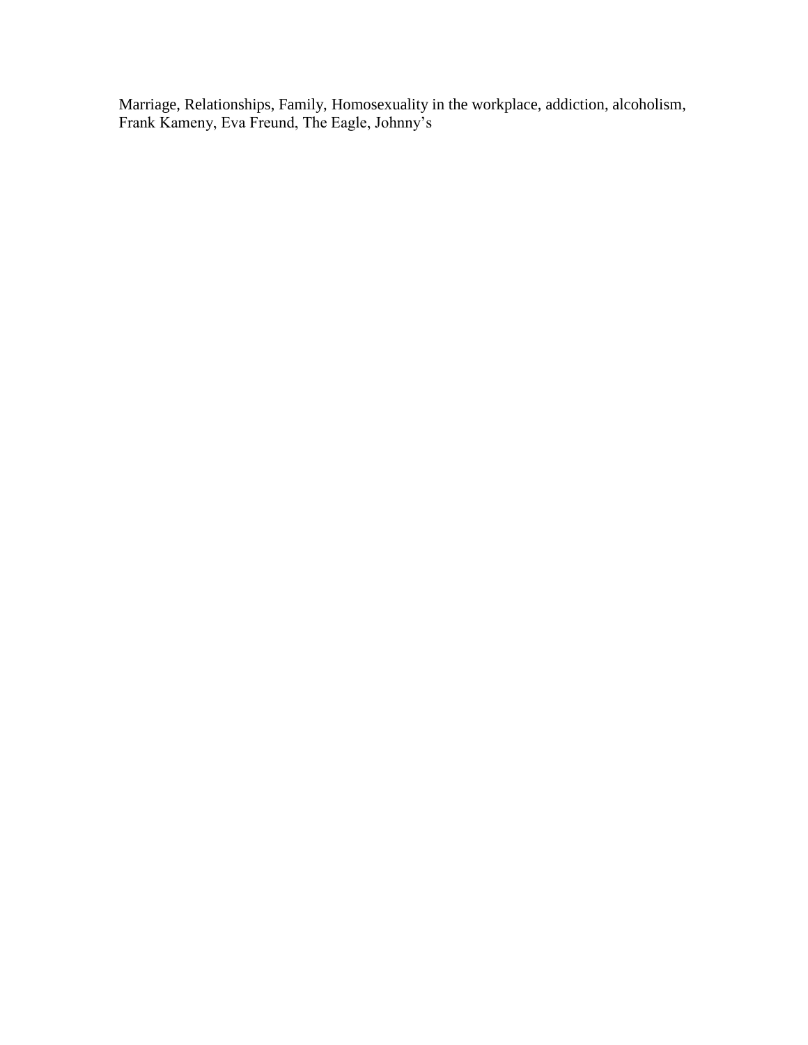Marriage, Relationships, Family, Homosexuality in the workplace, addiction, alcoholism, Frank Kameny, Eva Freund, The Eagle, Johnny’s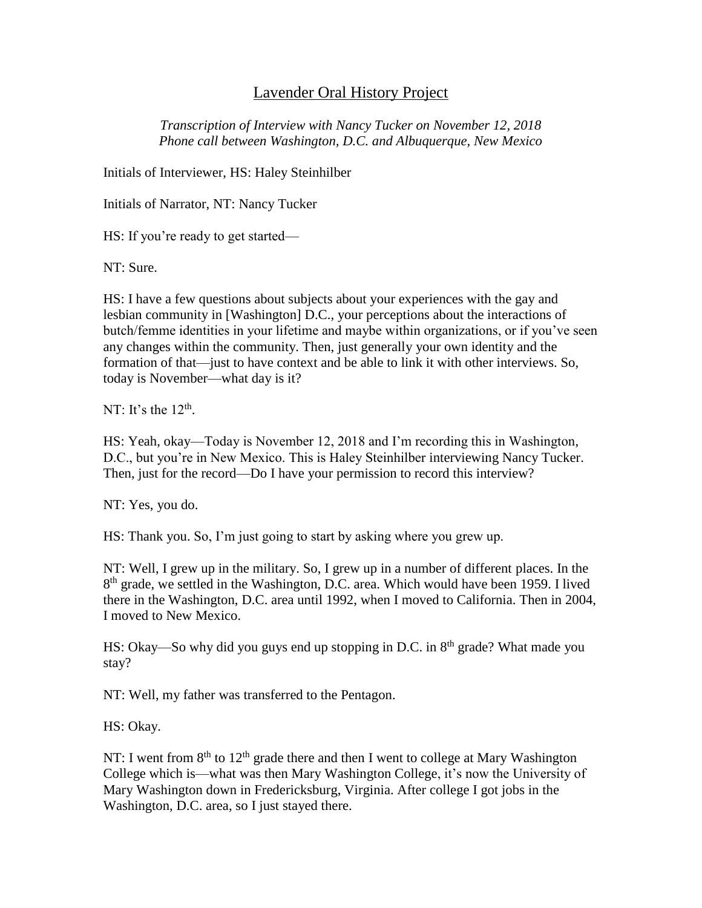# Lavender Oral History Project

*Transcription of Interview with Nancy Tucker on November 12, 2018*
*Phone call between Washington, D.C. and Albuquerque, New Mexico*

Initials of Interviewer, HS: Haley Steinhilber

Initials of Narrator, NT: Nancy Tucker

HS: If you're ready to get started—

NT: Sure.

HS: I have a few questions about subjects about your experiences with the gay and lesbian community in [Washington] D.C., your perceptions about the interactions of butch/femme identities in your lifetime and maybe within organizations, or if you've seen any changes within the community. Then, just generally your own identity and the formation of that—just to have context and be able to link it with other interviews. So, today is November—what day is it?

NT: It's the 12th.

HS: Yeah, okay—Today is November 12, 2018 and I'm recording this in Washington, D.C., but you're in New Mexico. This is Haley Steinhilber interviewing Nancy Tucker. Then, just for the record—Do I have your permission to record this interview?

NT: Yes, you do.

HS: Thank you. So, I'm just going to start by asking where you grew up.

NT: Well, I grew up in the military. So, I grew up in a number of different places. In the 8th grade, we settled in the Washington, D.C. area. Which would have been 1959. I lived there in the Washington, D.C. area until 1992, when I moved to California. Then in 2004, I moved to New Mexico.

HS: Okay—So why did you guys end up stopping in D.C. in 8th grade? What made you stay?

NT: Well, my father was transferred to the Pentagon.

HS: Okay.

NT: I went from 8th to 12th grade there and then I went to college at Mary Washington College which is—what was then Mary Washington College, it's now the University of Mary Washington down in Fredericksburg, Virginia. After college I got jobs in the Washington, D.C. area, so I just stayed there.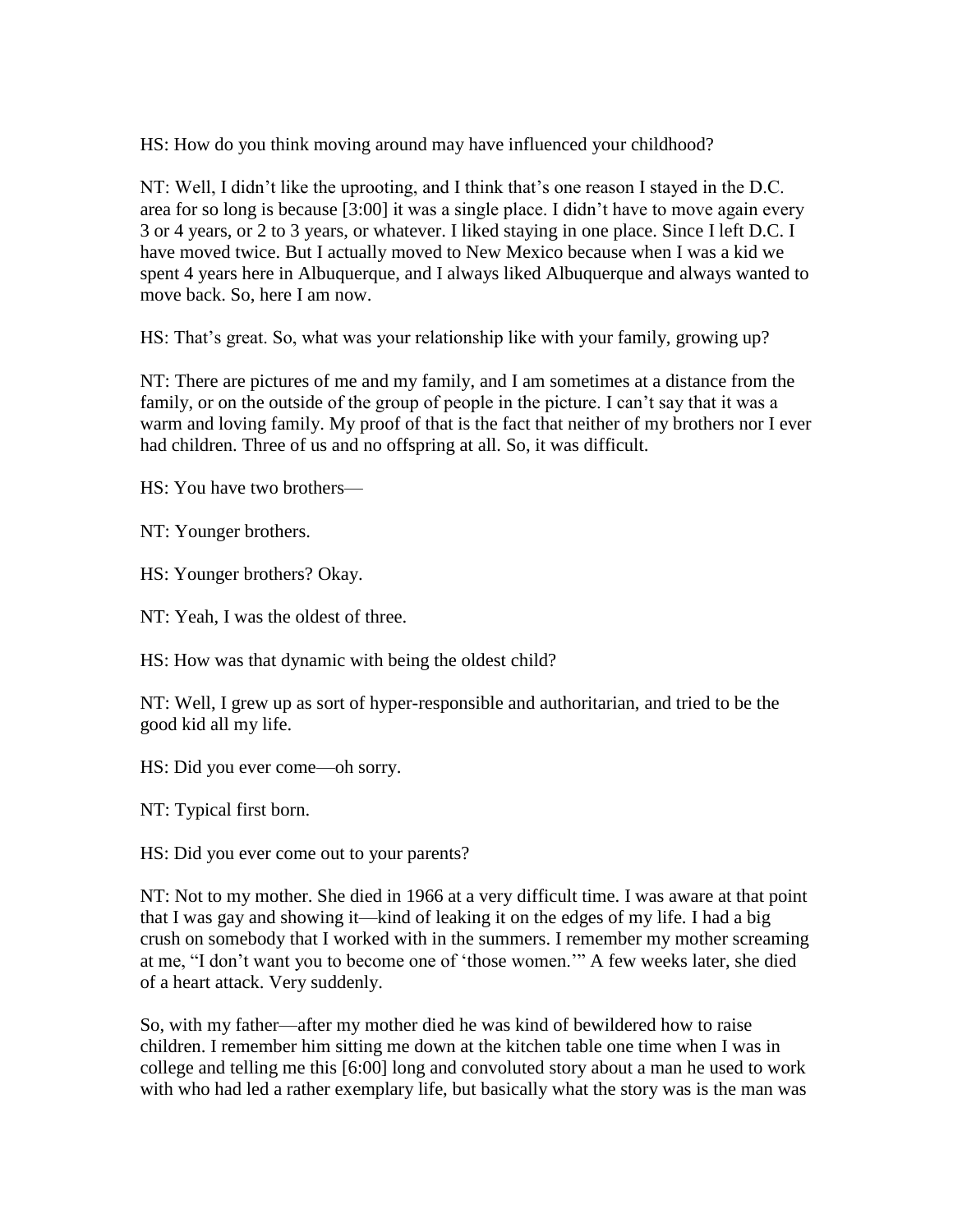HS: How do you think moving around may have influenced your childhood?

NT: Well, I didn't like the uprooting, and I think that's one reason I stayed in the D.C. area for so long is because [3:00] it was a single place. I didn't have to move again every 3 or 4 years, or 2 to 3 years, or whatever. I liked staying in one place. Since I left D.C. I have moved twice. But I actually moved to New Mexico because when I was a kid we spent 4 years here in Albuquerque, and I always liked Albuquerque and always wanted to move back. So, here I am now.

HS: That's great. So, what was your relationship like with your family, growing up?

NT: There are pictures of me and my family, and I am sometimes at a distance from the family, or on the outside of the group of people in the picture. I can't say that it was a warm and loving family. My proof of that is the fact that neither of my brothers nor I ever had children. Three of us and no offspring at all. So, it was difficult.

HS: You have two brothers—

NT: Younger brothers.

HS: Younger brothers? Okay.

NT: Yeah, I was the oldest of three.

HS: How was that dynamic with being the oldest child?

NT: Well, I grew up as sort of hyper-responsible and authoritarian, and tried to be the good kid all my life.

HS: Did you ever come—oh sorry.

NT: Typical first born.

HS: Did you ever come out to your parents?

NT: Not to my mother. She died in 1966 at a very difficult time. I was aware at that point that I was gay and showing it—kind of leaking it on the edges of my life. I had a big crush on somebody that I worked with in the summers. I remember my mother screaming at me, "I don't want you to become one of 'those women.'" A few weeks later, she died of a heart attack. Very suddenly.

So, with my father—after my mother died he was kind of bewildered how to raise children. I remember him sitting me down at the kitchen table one time when I was in college and telling me this [6:00] long and convoluted story about a man he used to work with who had led a rather exemplary life, but basically what the story was is the man was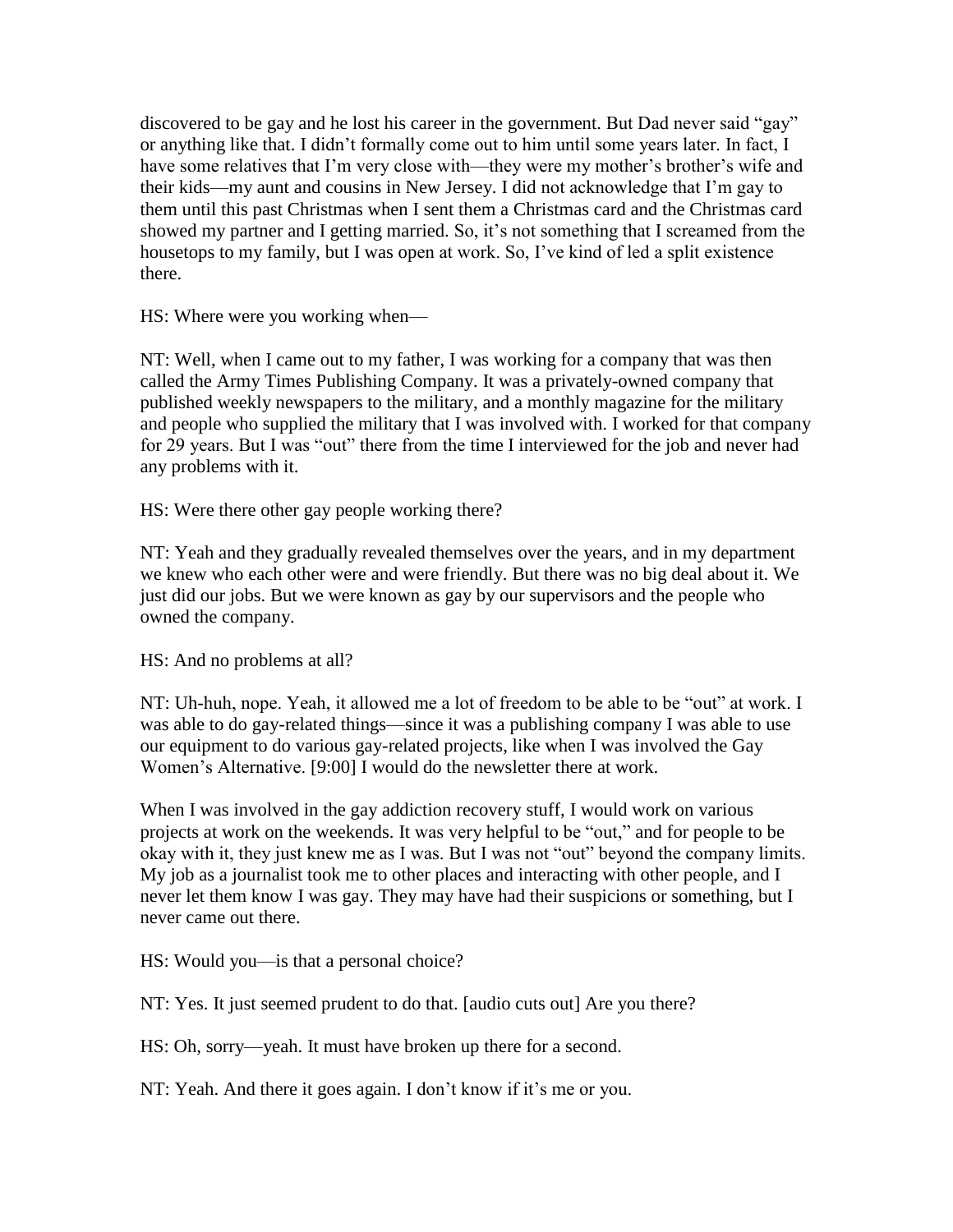discovered to be gay and he lost his career in the government. But Dad never said "gay" or anything like that. I didn't formally come out to him until some years later. In fact, I have some relatives that I'm very close with—they were my mother's brother's wife and their kids—my aunt and cousins in New Jersey. I did not acknowledge that I'm gay to them until this past Christmas when I sent them a Christmas card and the Christmas card showed my partner and I getting married. So, it's not something that I screamed from the housetops to my family, but I was open at work. So, I've kind of led a split existence there.

HS: Where were you working when—

NT: Well, when I came out to my father, I was working for a company that was then called the Army Times Publishing Company. It was a privately-owned company that published weekly newspapers to the military, and a monthly magazine for the military and people who supplied the military that I was involved with. I worked for that company for 29 years. But I was "out" there from the time I interviewed for the job and never had any problems with it.

HS: Were there other gay people working there?

NT: Yeah and they gradually revealed themselves over the years, and in my department we knew who each other were and were friendly. But there was no big deal about it. We just did our jobs. But we were known as gay by our supervisors and the people who owned the company.

HS: And no problems at all?

NT: Uh-huh, nope. Yeah, it allowed me a lot of freedom to be able to be "out" at work. I was able to do gay-related things—since it was a publishing company I was able to use our equipment to do various gay-related projects, like when I was involved the Gay Women's Alternative. [9:00] I would do the newsletter there at work.

When I was involved in the gay addiction recovery stuff, I would work on various projects at work on the weekends. It was very helpful to be "out," and for people to be okay with it, they just knew me as I was. But I was not "out" beyond the company limits. My job as a journalist took me to other places and interacting with other people, and I never let them know I was gay. They may have had their suspicions or something, but I never came out there.

HS: Would you—is that a personal choice?

NT: Yes. It just seemed prudent to do that. [audio cuts out] Are you there?

HS: Oh, sorry—yeah. It must have broken up there for a second.

NT: Yeah. And there it goes again. I don't know if it's me or you.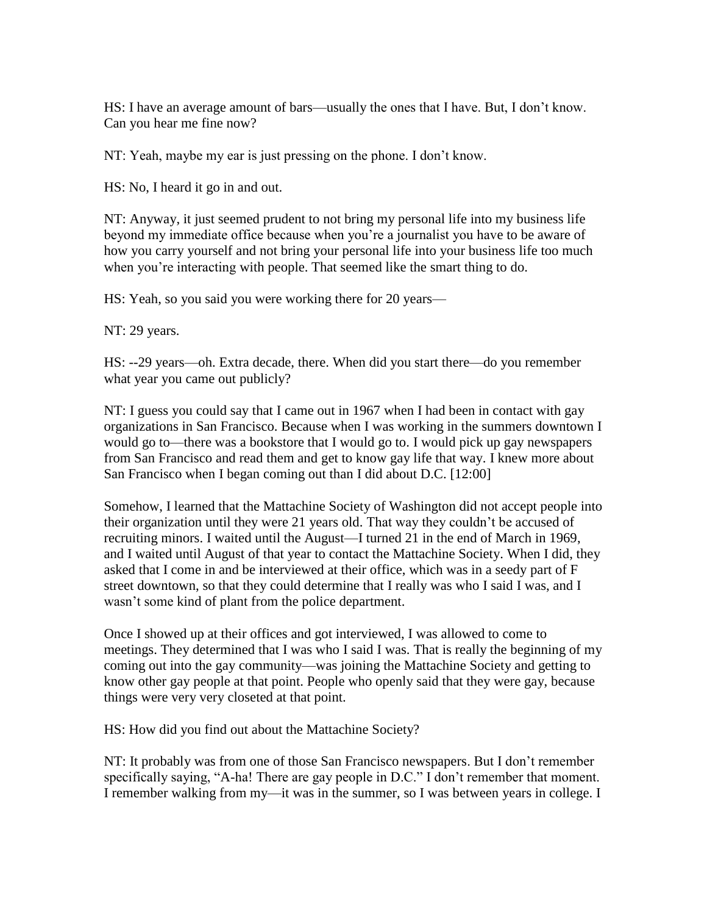HS: I have an average amount of bars—usually the ones that I have. But, I don't know. Can you hear me fine now?

NT: Yeah, maybe my ear is just pressing on the phone. I don't know.

HS: No, I heard it go in and out.

NT: Anyway, it just seemed prudent to not bring my personal life into my business life beyond my immediate office because when you're a journalist you have to be aware of how you carry yourself and not bring your personal life into your business life too much when you're interacting with people. That seemed like the smart thing to do.

HS: Yeah, so you said you were working there for 20 years—

NT: 29 years.

HS: --29 years—oh. Extra decade, there. When did you start there—do you remember what year you came out publicly?

NT: I guess you could say that I came out in 1967 when I had been in contact with gay organizations in San Francisco. Because when I was working in the summers downtown I would go to—there was a bookstore that I would go to. I would pick up gay newspapers from San Francisco and read them and get to know gay life that way. I knew more about San Francisco when I began coming out than I did about D.C. [12:00]

Somehow, I learned that the Mattachine Society of Washington did not accept people into their organization until they were 21 years old. That way they couldn't be accused of recruiting minors. I waited until the August—I turned 21 in the end of March in 1969, and I waited until August of that year to contact the Mattachine Society. When I did, they asked that I come in and be interviewed at their office, which was in a seedy part of F street downtown, so that they could determine that I really was who I said I was, and I wasn't some kind of plant from the police department.

Once I showed up at their offices and got interviewed, I was allowed to come to meetings. They determined that I was who I said I was. That is really the beginning of my coming out into the gay community—was joining the Mattachine Society and getting to know other gay people at that point. People who openly said that they were gay, because things were very very closeted at that point.

HS: How did you find out about the Mattachine Society?

NT: It probably was from one of those San Francisco newspapers. But I don't remember specifically saying, "A-ha! There are gay people in D.C." I don't remember that moment. I remember walking from my—it was in the summer, so I was between years in college. I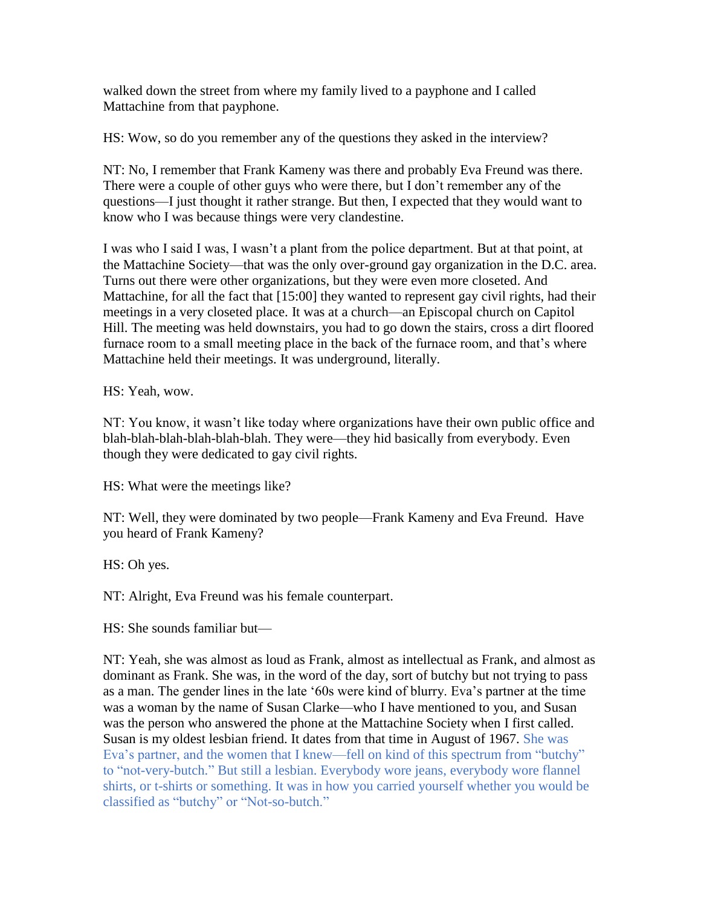walked down the street from where my family lived to a payphone and I called Mattachine from that payphone.

HS: Wow, so do you remember any of the questions they asked in the interview?

NT: No, I remember that Frank Kameny was there and probably Eva Freund was there. There were a couple of other guys who were there, but I don't remember any of the questions—I just thought it rather strange. But then, I expected that they would want to know who I was because things were very clandestine.

I was who I said I was, I wasn't a plant from the police department. But at that point, at the Mattachine Society—that was the only over-ground gay organization in the D.C. area. Turns out there were other organizations, but they were even more closeted. And Mattachine, for all the fact that [15:00] they wanted to represent gay civil rights, had their meetings in a very closeted place. It was at a church—an Episcopal church on Capitol Hill. The meeting was held downstairs, you had to go down the stairs, cross a dirt floored furnace room to a small meeting place in the back of the furnace room, and that's where Mattachine held their meetings. It was underground, literally.

HS: Yeah, wow.

NT: You know, it wasn't like today where organizations have their own public office and blah-blah-blah-blah-blah-blah. They were—they hid basically from everybody. Even though they were dedicated to gay civil rights.

HS: What were the meetings like?

NT: Well, they were dominated by two people—Frank Kameny and Eva Freund. Have you heard of Frank Kameny?

HS: Oh yes.

NT: Alright, Eva Freund was his female counterpart.

HS: She sounds familiar but—

NT: Yeah, she was almost as loud as Frank, almost as intellectual as Frank, and almost as dominant as Frank. She was, in the word of the day, sort of butchy but not trying to pass as a man. The gender lines in the late '60s were kind of blurry. Eva's partner at the time was a woman by the name of Susan Clarke—who I have mentioned to you, and Susan was the person who answered the phone at the Mattachine Society when I first called. Susan is my oldest lesbian friend. It dates from that time in August of 1967. She was Eva's partner, and the women that I knew—fell on kind of this spectrum from "butchy" to "not-very-butch." But still a lesbian. Everybody wore jeans, everybody wore flannel shirts, or t-shirts or something. It was in how you carried yourself whether you would be classified as "butchy" or "Not-so-butch."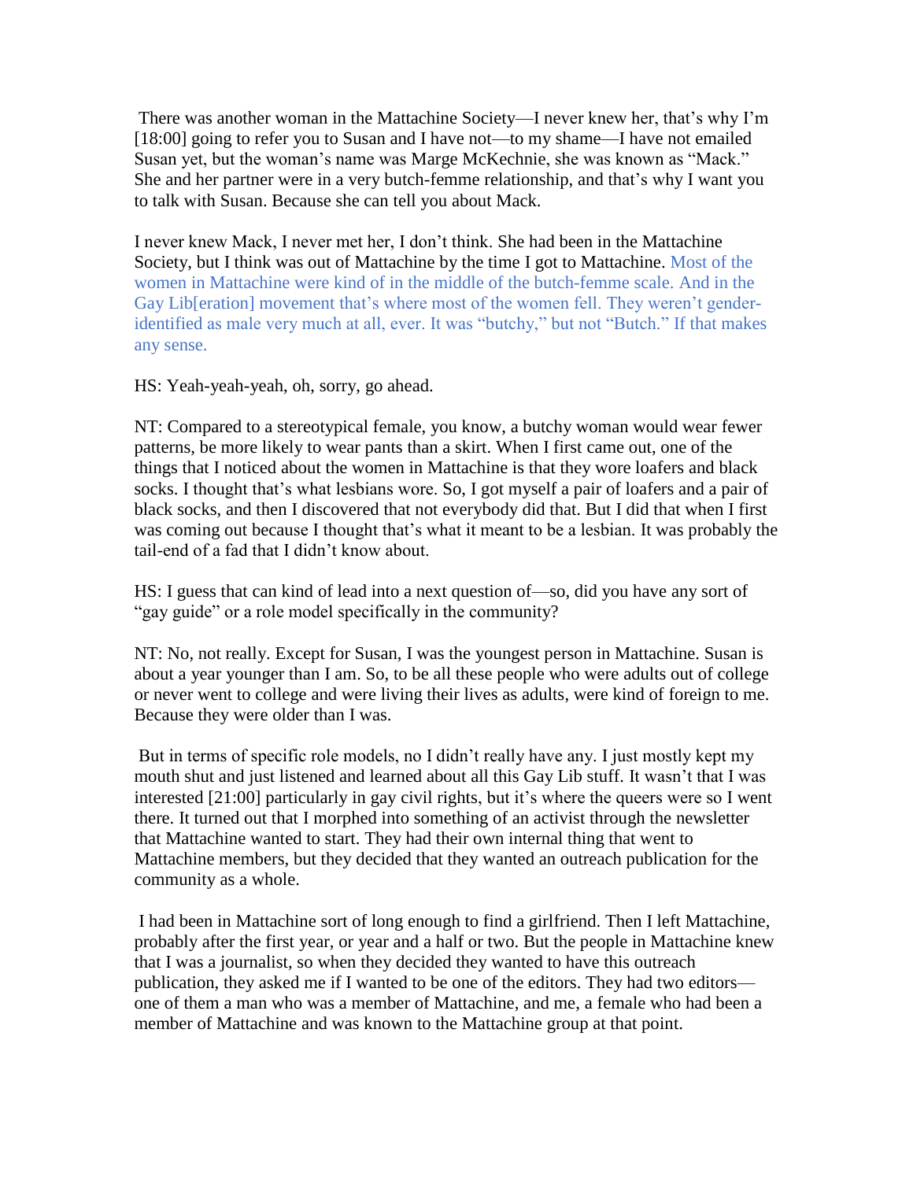There was another woman in the Mattachine Society—I never knew her, that's why I'm [18:00] going to refer you to Susan and I have not—to my shame—I have not emailed Susan yet, but the woman's name was Marge McKechnie, she was known as "Mack." She and her partner were in a very butch-femme relationship, and that's why I want you to talk with Susan. Because she can tell you about Mack.

I never knew Mack, I never met her, I don't think. She had been in the Mattachine Society, but I think was out of Mattachine by the time I got to Mattachine. Most of the women in Mattachine were kind of in the middle of the butch-femme scale. And in the Gay Lib[eration] movement that's where most of the women fell. They weren't gender-identified as male very much at all, ever. It was "butchy," but not "Butch." If that makes any sense.

HS: Yeah-yeah-yeah, oh, sorry, go ahead.

NT: Compared to a stereotypical female, you know, a butchy woman would wear fewer patterns, be more likely to wear pants than a skirt. When I first came out, one of the things that I noticed about the women in Mattachine is that they wore loafers and black socks. I thought that's what lesbians wore. So, I got myself a pair of loafers and a pair of black socks, and then I discovered that not everybody did that. But I did that when I first was coming out because I thought that's what it meant to be a lesbian. It was probably the tail-end of a fad that I didn't know about.

HS: I guess that can kind of lead into a next question of—so, did you have any sort of "gay guide" or a role model specifically in the community?

NT: No, not really. Except for Susan, I was the youngest person in Mattachine. Susan is about a year younger than I am. So, to be all these people who were adults out of college or never went to college and were living their lives as adults, were kind of foreign to me. Because they were older than I was.

But in terms of specific role models, no I didn't really have any. I just mostly kept my mouth shut and just listened and learned about all this Gay Lib stuff. It wasn't that I was interested [21:00] particularly in gay civil rights, but it's where the queers were so I went there. It turned out that I morphed into something of an activist through the newsletter that Mattachine wanted to start. They had their own internal thing that went to Mattachine members, but they decided that they wanted an outreach publication for the community as a whole.

I had been in Mattachine sort of long enough to find a girlfriend. Then I left Mattachine, probably after the first year, or year and a half or two. But the people in Mattachine knew that I was a journalist, so when they decided they wanted to have this outreach publication, they asked me if I wanted to be one of the editors. They had two editors—one of them a man who was a member of Mattachine, and me, a female who had been a member of Mattachine and was known to the Mattachine group at that point.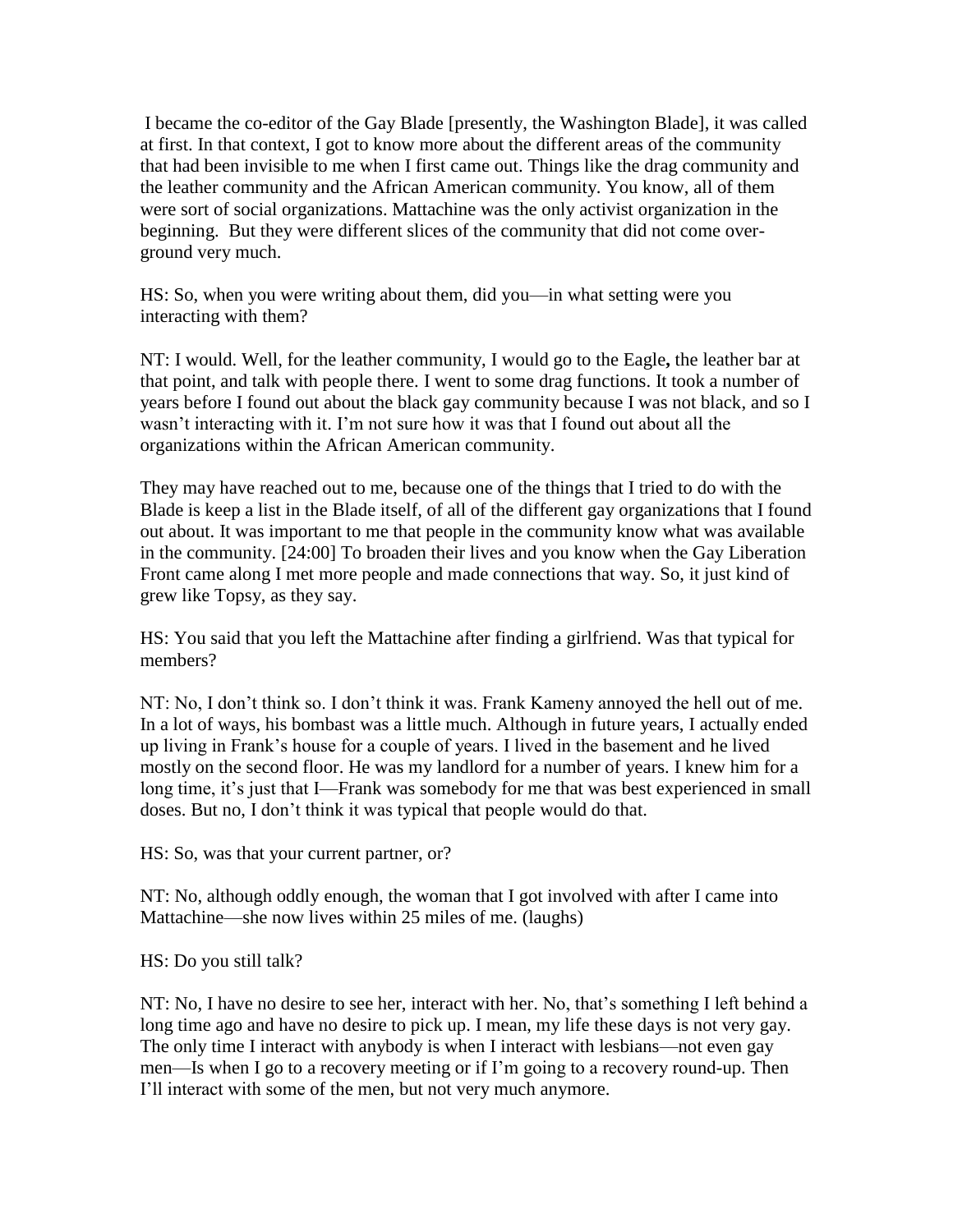I became the co-editor of the Gay Blade [presently, the Washington Blade], it was called at first. In that context, I got to know more about the different areas of the community that had been invisible to me when I first came out. Things like the drag community and the leather community and the African American community. You know, all of them were sort of social organizations. Mattachine was the only activist organization in the beginning. But they were different slices of the community that did not come over-ground very much.

HS: So, when you were writing about them, did you—in what setting were you interacting with them?

NT: I would. Well, for the leather community, I would go to the Eagle**,** the leather bar at that point, and talk with people there. I went to some drag functions. It took a number of years before I found out about the black gay community because I was not black, and so I wasn't interacting with it. I'm not sure how it was that I found out about all the organizations within the African American community.

They may have reached out to me, because one of the things that I tried to do with the Blade is keep a list in the Blade itself, of all of the different gay organizations that I found out about. It was important to me that people in the community know what was available in the community. [24:00] To broaden their lives and you know when the Gay Liberation Front came along I met more people and made connections that way. So, it just kind of grew like Topsy, as they say.

HS: You said that you left the Mattachine after finding a girlfriend. Was that typical for members?

NT: No, I don't think so. I don't think it was. Frank Kameny annoyed the hell out of me. In a lot of ways, his bombast was a little much. Although in future years, I actually ended up living in Frank's house for a couple of years. I lived in the basement and he lived mostly on the second floor. He was my landlord for a number of years. I knew him for a long time, it's just that I—Frank was somebody for me that was best experienced in small doses. But no, I don't think it was typical that people would do that.

HS: So, was that your current partner, or?

NT: No, although oddly enough, the woman that I got involved with after I came into Mattachine—she now lives within 25 miles of me. (laughs)

HS: Do you still talk?

NT: No, I have no desire to see her, interact with her. No, that's something I left behind a long time ago and have no desire to pick up. I mean, my life these days is not very gay. The only time I interact with anybody is when I interact with lesbians—not even gay men—Is when I go to a recovery meeting or if I'm going to a recovery round-up. Then I'll interact with some of the men, but not very much anymore.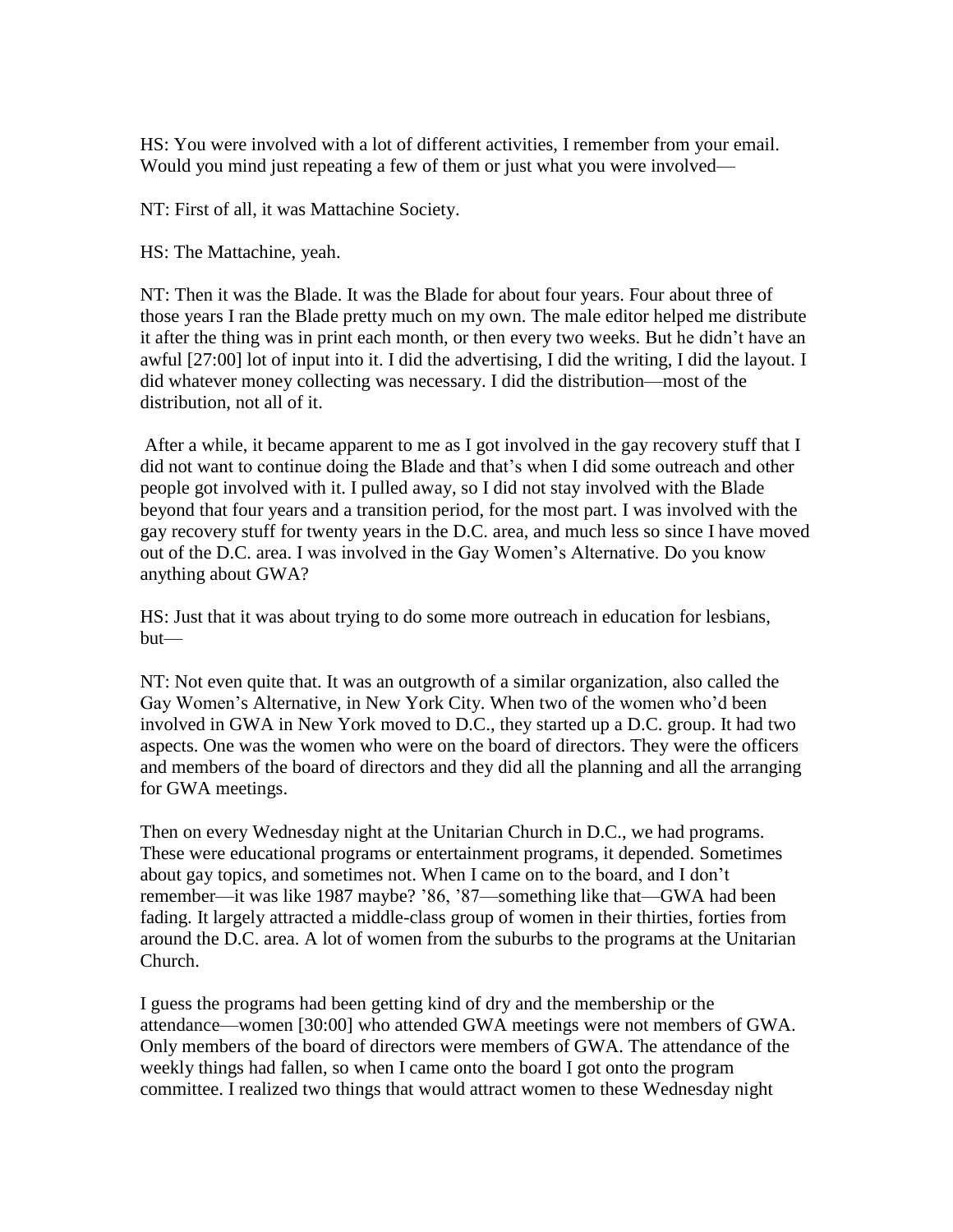HS: You were involved with a lot of different activities, I remember from your email. Would you mind just repeating a few of them or just what you were involved—

NT: First of all, it was Mattachine Society.

HS: The Mattachine, yeah.

NT: Then it was the Blade. It was the Blade for about four years. Four about three of those years I ran the Blade pretty much on my own. The male editor helped me distribute it after the thing was in print each month, or then every two weeks. But he didn't have an awful [27:00] lot of input into it. I did the advertising, I did the writing, I did the layout. I did whatever money collecting was necessary. I did the distribution—most of the distribution, not all of it.

After a while, it became apparent to me as I got involved in the gay recovery stuff that I did not want to continue doing the Blade and that's when I did some outreach and other people got involved with it. I pulled away, so I did not stay involved with the Blade beyond that four years and a transition period, for the most part. I was involved with the gay recovery stuff for twenty years in the D.C. area, and much less so since I have moved out of the D.C. area. I was involved in the Gay Women's Alternative. Do you know anything about GWA?

HS: Just that it was about trying to do some more outreach in education for lesbians, but—

NT: Not even quite that. It was an outgrowth of a similar organization, also called the Gay Women's Alternative, in New York City. When two of the women who'd been involved in GWA in New York moved to D.C., they started up a D.C. group. It had two aspects. One was the women who were on the board of directors. They were the officers and members of the board of directors and they did all the planning and all the arranging for GWA meetings.

Then on every Wednesday night at the Unitarian Church in D.C., we had programs. These were educational programs or entertainment programs, it depended. Sometimes about gay topics, and sometimes not. When I came on to the board, and I don't remember—it was like 1987 maybe? '86, '87—something like that—GWA had been fading. It largely attracted a middle-class group of women in their thirties, forties from around the D.C. area. A lot of women from the suburbs to the programs at the Unitarian Church.

I guess the programs had been getting kind of dry and the membership or the attendance—women [30:00] who attended GWA meetings were not members of GWA. Only members of the board of directors were members of GWA. The attendance of the weekly things had fallen, so when I came onto the board I got onto the program committee. I realized two things that would attract women to these Wednesday night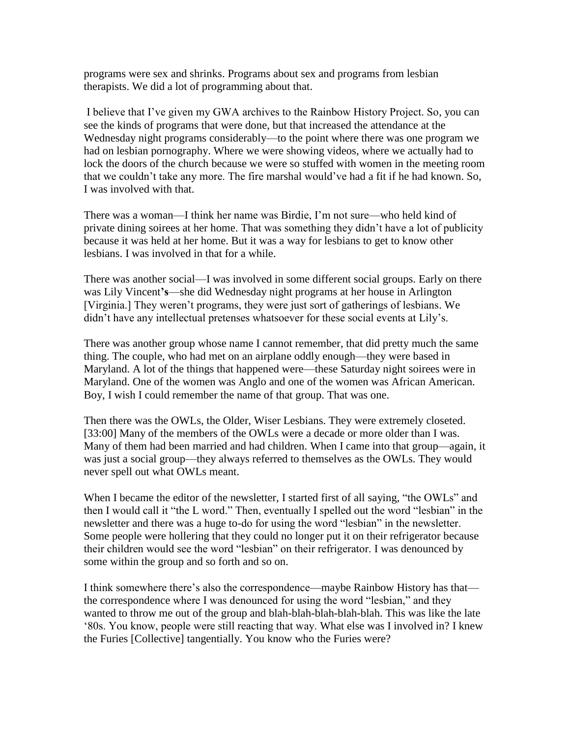programs were sex and shrinks. Programs about sex and programs from lesbian therapists. We did a lot of programming about that.

I believe that I've given my GWA archives to the Rainbow History Project. So, you can see the kinds of programs that were done, but that increased the attendance at the Wednesday night programs considerably—to the point where there was one program we had on lesbian pornography. Where we were showing videos, where we actually had to lock the doors of the church because we were so stuffed with women in the meeting room that we couldn't take any more. The fire marshal would've had a fit if he had known. So, I was involved with that.

There was a woman—I think her name was Birdie, I'm not sure—who held kind of private dining soirees at her home. That was something they didn't have a lot of publicity because it was held at her home. But it was a way for lesbians to get to know other lesbians. I was involved in that for a while.

There was another social—I was involved in some different social groups. Early on there was Lily Vincent**'s**—she did Wednesday night programs at her house in Arlington [Virginia.] They weren't programs, they were just sort of gatherings of lesbians. We didn't have any intellectual pretenses whatsoever for these social events at Lily's.

There was another group whose name I cannot remember, that did pretty much the same thing. The couple, who had met on an airplane oddly enough—they were based in Maryland. A lot of the things that happened were—these Saturday night soirees were in Maryland. One of the women was Anglo and one of the women was African American. Boy, I wish I could remember the name of that group. That was one.

Then there was the OWLs, the Older, Wiser Lesbians. They were extremely closeted. [33:00] Many of the members of the OWLs were a decade or more older than I was. Many of them had been married and had children. When I came into that group—again, it was just a social group—they always referred to themselves as the OWLs. They would never spell out what OWLs meant.

When I became the editor of the newsletter, I started first of all saying, "the OWLs" and then I would call it "the L word." Then, eventually I spelled out the word "lesbian" in the newsletter and there was a huge to-do for using the word "lesbian" in the newsletter. Some people were hollering that they could no longer put it on their refrigerator because their children would see the word "lesbian" on their refrigerator. I was denounced by some within the group and so forth and so on.

I think somewhere there's also the correspondence—maybe Rainbow History has that—the correspondence where I was denounced for using the word "lesbian," and they wanted to throw me out of the group and blah-blah-blah-blah-blah. This was like the late '80s. You know, people were still reacting that way. What else was I involved in? I knew the Furies [Collective] tangentially. You know who the Furies were?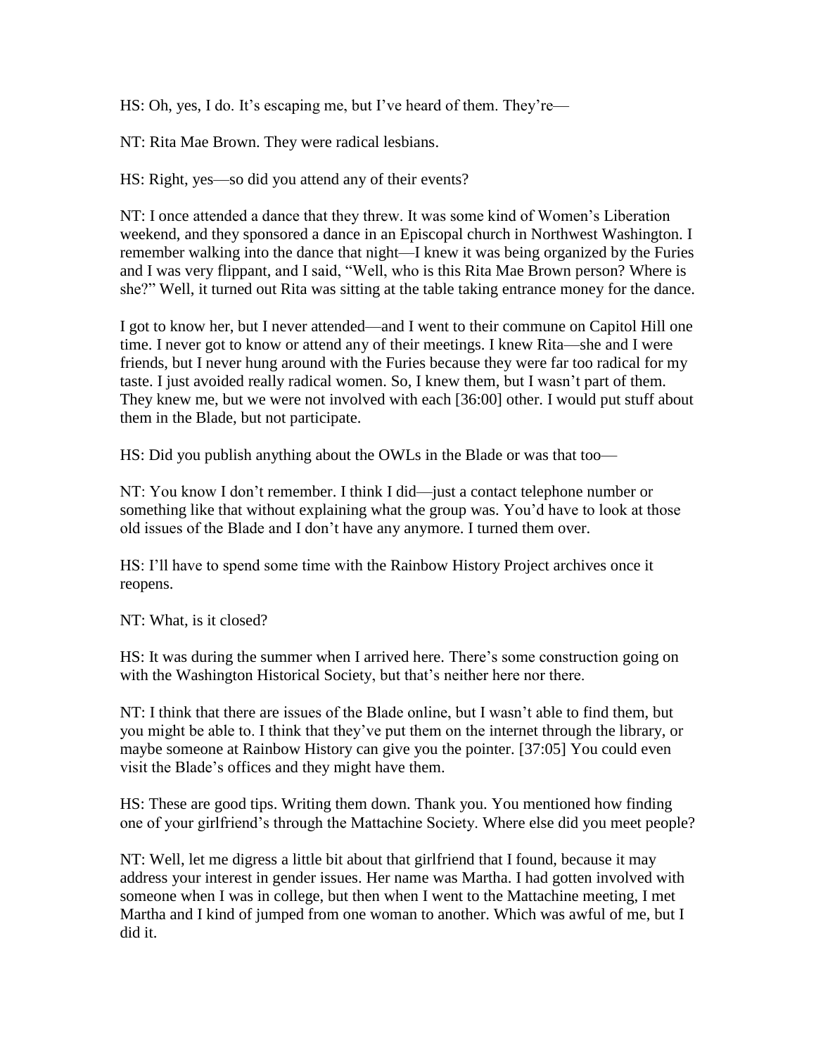HS: Oh, yes, I do. It's escaping me, but I've heard of them. They're—

NT: Rita Mae Brown. They were radical lesbians.

HS: Right, yes—so did you attend any of their events?

NT: I once attended a dance that they threw. It was some kind of Women's Liberation weekend, and they sponsored a dance in an Episcopal church in Northwest Washington. I remember walking into the dance that night—I knew it was being organized by the Furies and I was very flippant, and I said, "Well, who is this Rita Mae Brown person? Where is she?" Well, it turned out Rita was sitting at the table taking entrance money for the dance.

I got to know her, but I never attended—and I went to their commune on Capitol Hill one time. I never got to know or attend any of their meetings. I knew Rita—she and I were friends, but I never hung around with the Furies because they were far too radical for my taste. I just avoided really radical women. So, I knew them, but I wasn't part of them. They knew me, but we were not involved with each [36:00] other. I would put stuff about them in the Blade, but not participate.

HS: Did you publish anything about the OWLs in the Blade or was that too—

NT: You know I don't remember. I think I did—just a contact telephone number or something like that without explaining what the group was. You'd have to look at those old issues of the Blade and I don't have any anymore. I turned them over.

HS: I'll have to spend some time with the Rainbow History Project archives once it reopens.

NT: What, is it closed?

HS: It was during the summer when I arrived here. There's some construction going on with the Washington Historical Society, but that's neither here nor there.

NT: I think that there are issues of the Blade online, but I wasn't able to find them, but you might be able to. I think that they've put them on the internet through the library, or maybe someone at Rainbow History can give you the pointer. [37:05] You could even visit the Blade's offices and they might have them.

HS: These are good tips. Writing them down. Thank you. You mentioned how finding one of your girlfriend's through the Mattachine Society. Where else did you meet people?

NT: Well, let me digress a little bit about that girlfriend that I found, because it may address your interest in gender issues. Her name was Martha. I had gotten involved with someone when I was in college, but then when I went to the Mattachine meeting, I met Martha and I kind of jumped from one woman to another. Which was awful of me, but I did it.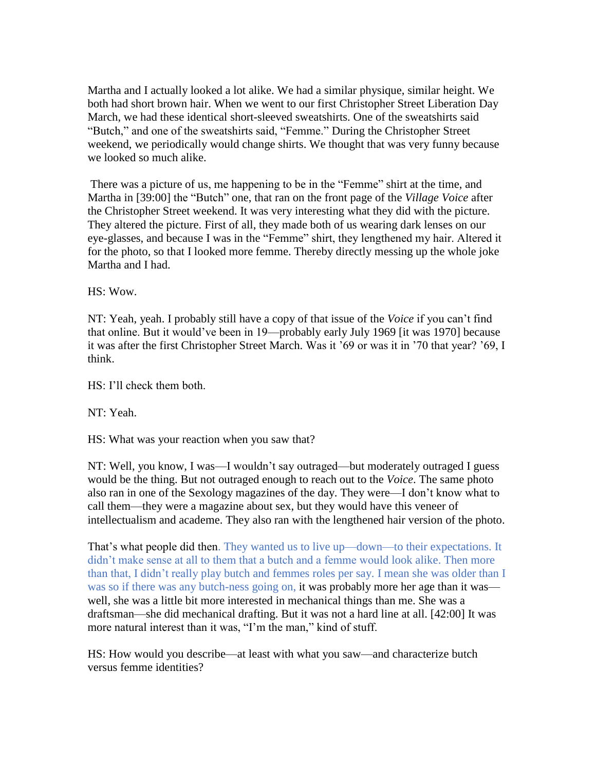Martha and I actually looked a lot alike. We had a similar physique, similar height. We both had short brown hair. When we went to our first Christopher Street Liberation Day March, we had these identical short-sleeved sweatshirts. One of the sweatshirts said "Butch," and one of the sweatshirts said, "Femme." During the Christopher Street weekend, we periodically would change shirts. We thought that was very funny because we looked so much alike.

There was a picture of us, me happening to be in the "Femme" shirt at the time, and Martha in [39:00] the "Butch" one, that ran on the front page of the *Village Voice* after the Christopher Street weekend. It was very interesting what they did with the picture. They altered the picture. First of all, they made both of us wearing dark lenses on our eye-glasses, and because I was in the "Femme" shirt, they lengthened my hair. Altered it for the photo, so that I looked more femme. Thereby directly messing up the whole joke Martha and I had.

HS: Wow.

NT: Yeah, yeah. I probably still have a copy of that issue of the *Voice* if you can't find that online. But it would've been in 19—probably early July 1969 [it was 1970] because it was after the first Christopher Street March. Was it '69 or was it in '70 that year? '69, I think.

HS: I'll check them both.

NT: Yeah.

HS: What was your reaction when you saw that?

NT: Well, you know, I was—I wouldn't say outraged—but moderately outraged I guess would be the thing. But not outraged enough to reach out to the *Voice*. The same photo also ran in one of the Sexology magazines of the day. They were—I don't know what to call them—they were a magazine about sex, but they would have this veneer of intellectualism and academe. They also ran with the lengthened hair version of the photo.

That's what people did then. They wanted us to live up—down—to their expectations. It didn't make sense at all to them that a butch and a femme would look alike. Then more than that, I didn't really play butch and femmes roles per say. I mean she was older than I was so if there was any butch-ness going on, it was probably more her age than it was—well, she was a little bit more interested in mechanical things than me. She was a draftsman—she did mechanical drafting. But it was not a hard line at all. [42:00] It was more natural interest than it was, "I'm the man," kind of stuff.

HS: How would you describe—at least with what you saw—and characterize butch versus femme identities?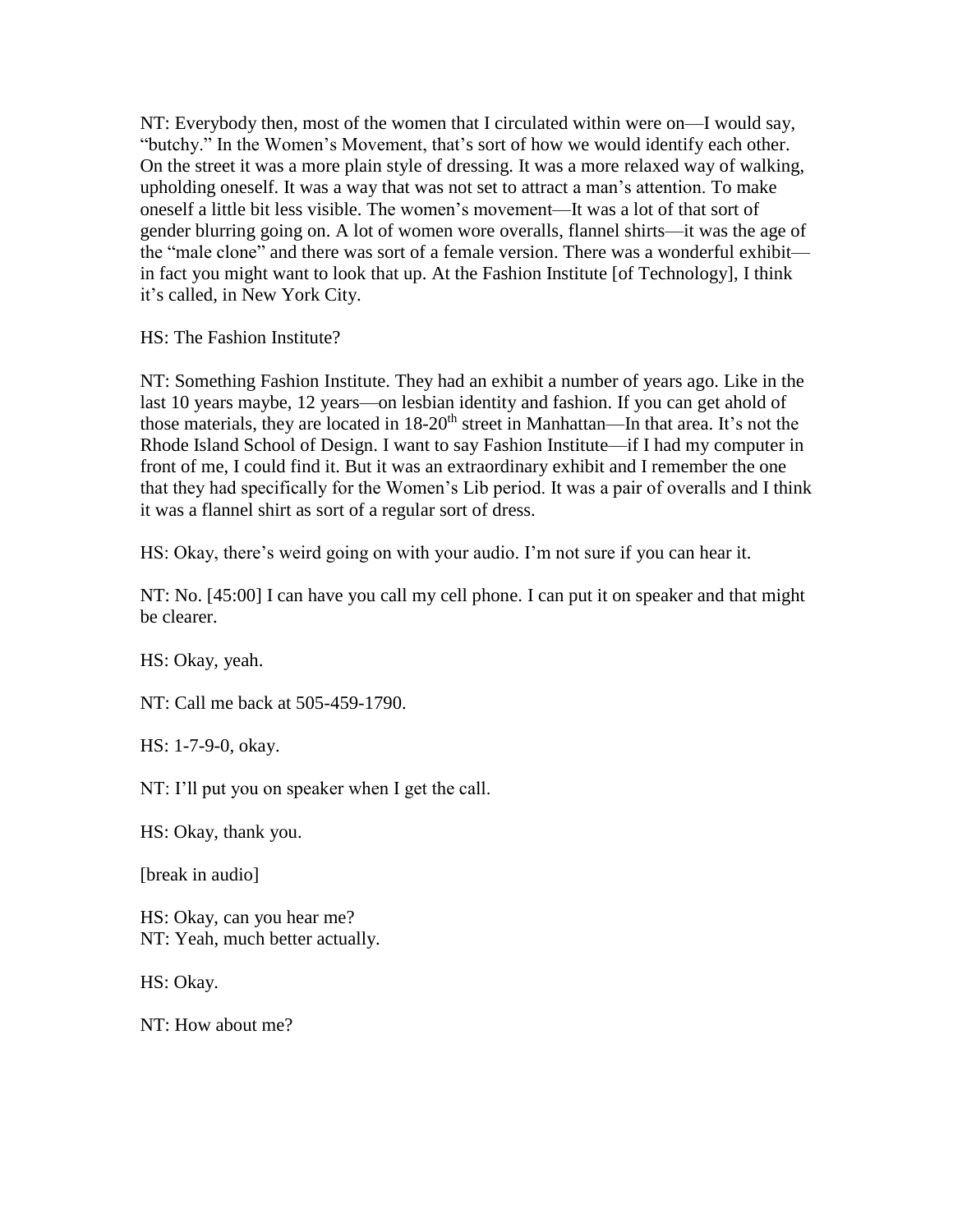NT: Everybody then, most of the women that I circulated within were on—I would say, "butchy." In the Women's Movement, that's sort of how we would identify each other. On the street it was a more plain style of dressing. It was a more relaxed way of walking, upholding oneself. It was a way that was not set to attract a man's attention. To make oneself a little bit less visible. The women's movement—It was a lot of that sort of gender blurring going on. A lot of women wore overalls, flannel shirts—it was the age of the "male clone" and there was sort of a female version. There was a wonderful exhibit—in fact you might want to look that up. At the Fashion Institute [of Technology], I think it's called, in New York City.

HS: The Fashion Institute?

NT: Something Fashion Institute. They had an exhibit a number of years ago. Like in the last 10 years maybe, 12 years—on lesbian identity and fashion. If you can get ahold of those materials, they are located in 18-20th street in Manhattan—In that area. It's not the Rhode Island School of Design. I want to say Fashion Institute—if I had my computer in front of me, I could find it. But it was an extraordinary exhibit and I remember the one that they had specifically for the Women's Lib period. It was a pair of overalls and I think it was a flannel shirt as sort of a regular sort of dress.

HS: Okay, there's weird going on with your audio. I'm not sure if you can hear it.

NT: No. [45:00] I can have you call my cell phone. I can put it on speaker and that might be clearer.

HS: Okay, yeah.

NT: Call me back at 505-459-1790.

HS: 1-7-9-0, okay.

NT: I'll put you on speaker when I get the call.

HS: Okay, thank you.

[break in audio]

HS: Okay, can you hear me?
NT: Yeah, much better actually.

HS: Okay.

NT: How about me?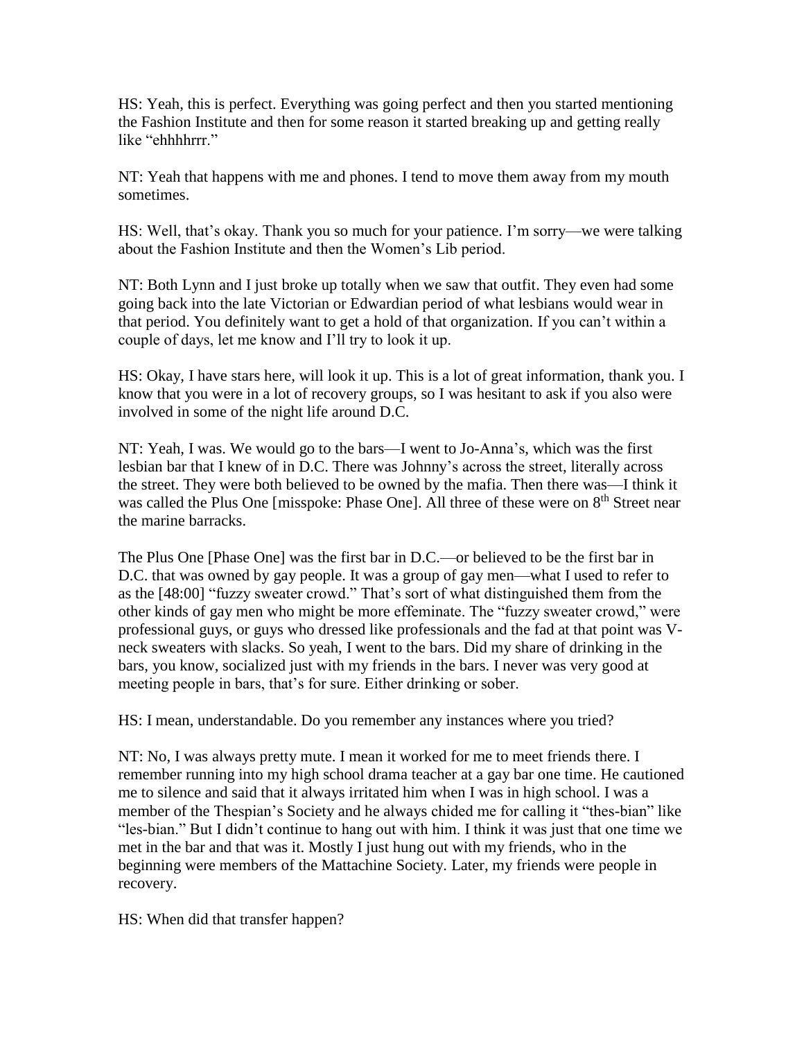HS: Yeah, this is perfect. Everything was going perfect and then you started mentioning the Fashion Institute and then for some reason it started breaking up and getting really like "ehhhhrrr."

NT: Yeah that happens with me and phones. I tend to move them away from my mouth sometimes.

HS: Well, that's okay. Thank you so much for your patience. I'm sorry—we were talking about the Fashion Institute and then the Women's Lib period.

NT: Both Lynn and I just broke up totally when we saw that outfit. They even had some going back into the late Victorian or Edwardian period of what lesbians would wear in that period. You definitely want to get a hold of that organization. If you can't within a couple of days, let me know and I'll try to look it up.

HS: Okay, I have stars here, will look it up. This is a lot of great information, thank you. I know that you were in a lot of recovery groups, so I was hesitant to ask if you also were involved in some of the night life around D.C.

NT: Yeah, I was. We would go to the bars—I went to Jo-Anna's, which was the first lesbian bar that I knew of in D.C. There was Johnny's across the street, literally across the street. They were both believed to be owned by the mafia. Then there was—I think it was called the Plus One [misspoke: Phase One]. All three of these were on 8th Street near the marine barracks.

The Plus One [Phase One] was the first bar in D.C.—or believed to be the first bar in D.C. that was owned by gay people. It was a group of gay men—what I used to refer to as the [48:00] "fuzzy sweater crowd." That's sort of what distinguished them from the other kinds of gay men who might be more effeminate. The "fuzzy sweater crowd," were professional guys, or guys who dressed like professionals and the fad at that point was V-neck sweaters with slacks. So yeah, I went to the bars. Did my share of drinking in the bars, you know, socialized just with my friends in the bars. I never was very good at meeting people in bars, that's for sure. Either drinking or sober.

HS: I mean, understandable. Do you remember any instances where you tried?

NT: No, I was always pretty mute. I mean it worked for me to meet friends there. I remember running into my high school drama teacher at a gay bar one time. He cautioned me to silence and said that it always irritated him when I was in high school. I was a member of the Thespian's Society and he always chided me for calling it "thes-bian" like "les-bian." But I didn't continue to hang out with him. I think it was just that one time we met in the bar and that was it. Mostly I just hung out with my friends, who in the beginning were members of the Mattachine Society. Later, my friends were people in recovery.

HS: When did that transfer happen?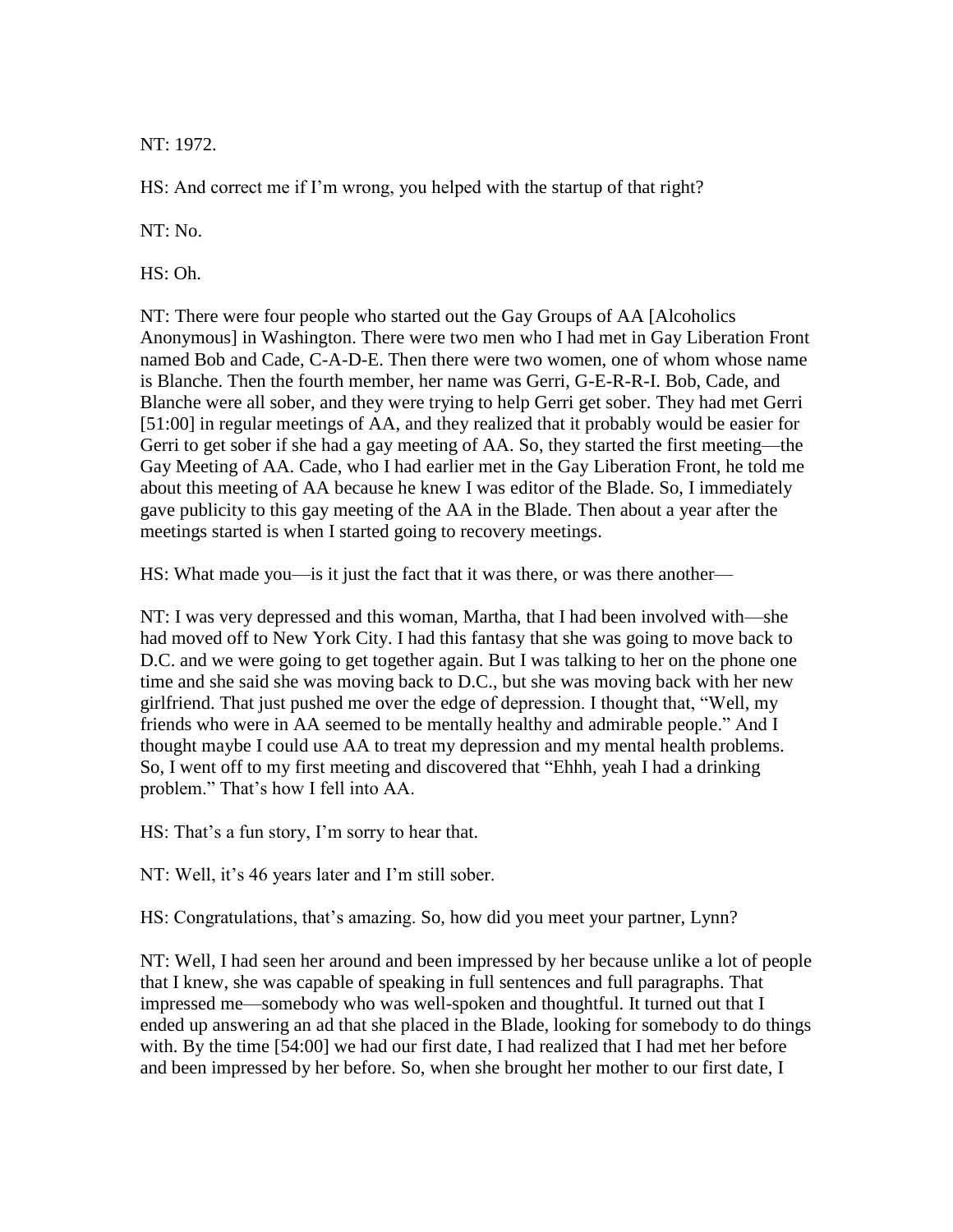NT: 1972.

HS: And correct me if I'm wrong, you helped with the startup of that right?

NT: No.

HS: Oh.

NT: There were four people who started out the Gay Groups of AA [Alcoholics Anonymous] in Washington. There were two men who I had met in Gay Liberation Front named Bob and Cade, C-A-D-E. Then there were two women, one of whom whose name is Blanche. Then the fourth member, her name was Gerri, G-E-R-R-I. Bob, Cade, and Blanche were all sober, and they were trying to help Gerri get sober. They had met Gerri [51:00] in regular meetings of AA, and they realized that it probably would be easier for Gerri to get sober if she had a gay meeting of AA. So, they started the first meeting—the Gay Meeting of AA. Cade, who I had earlier met in the Gay Liberation Front, he told me about this meeting of AA because he knew I was editor of the Blade. So, I immediately gave publicity to this gay meeting of the AA in the Blade. Then about a year after the meetings started is when I started going to recovery meetings.

HS: What made you—is it just the fact that it was there, or was there another—

NT: I was very depressed and this woman, Martha, that I had been involved with—she had moved off to New York City. I had this fantasy that she was going to move back to D.C. and we were going to get together again. But I was talking to her on the phone one time and she said she was moving back to D.C., but she was moving back with her new girlfriend. That just pushed me over the edge of depression. I thought that, "Well, my friends who were in AA seemed to be mentally healthy and admirable people." And I thought maybe I could use AA to treat my depression and my mental health problems. So, I went off to my first meeting and discovered that "Ehhh, yeah I had a drinking problem." That's how I fell into AA.

HS: That's a fun story, I'm sorry to hear that.

NT: Well, it's 46 years later and I'm still sober.

HS: Congratulations, that's amazing. So, how did you meet your partner, Lynn?

NT: Well, I had seen her around and been impressed by her because unlike a lot of people that I knew, she was capable of speaking in full sentences and full paragraphs. That impressed me—somebody who was well-spoken and thoughtful. It turned out that I ended up answering an ad that she placed in the Blade, looking for somebody to do things with. By the time [54:00] we had our first date, I had realized that I had met her before and been impressed by her before. So, when she brought her mother to our first date, I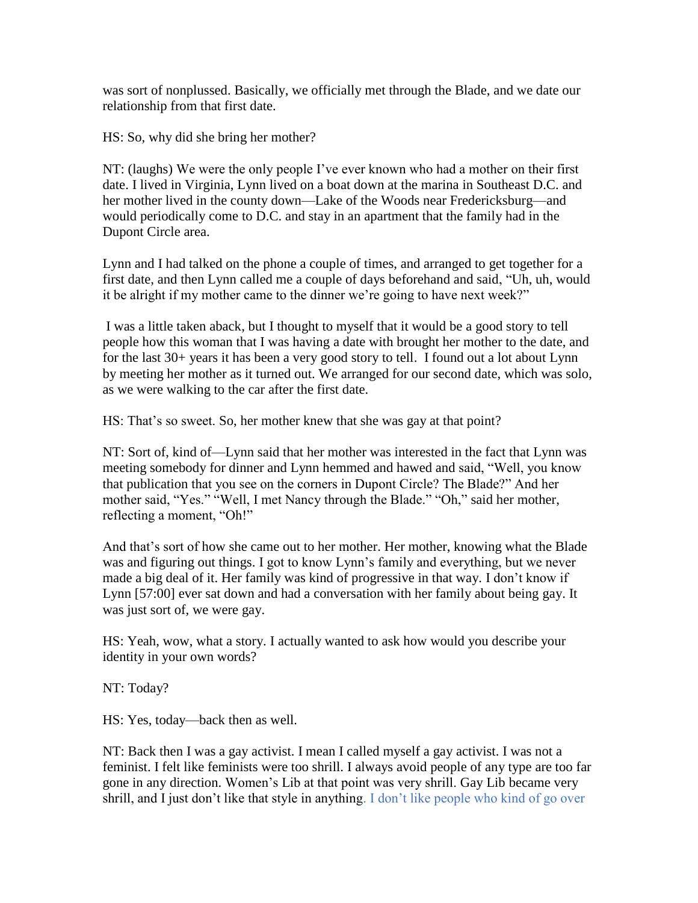was sort of nonplussed. Basically, we officially met through the Blade, and we date our relationship from that first date.

HS: So, why did she bring her mother?

NT: (laughs) We were the only people I've ever known who had a mother on their first date. I lived in Virginia, Lynn lived on a boat down at the marina in Southeast D.C. and her mother lived in the county down—Lake of the Woods near Fredericksburg—and would periodically come to D.C. and stay in an apartment that the family had in the Dupont Circle area.

Lynn and I had talked on the phone a couple of times, and arranged to get together for a first date, and then Lynn called me a couple of days beforehand and said, "Uh, uh, would it be alright if my mother came to the dinner we're going to have next week?"

I was a little taken aback, but I thought to myself that it would be a good story to tell people how this woman that I was having a date with brought her mother to the date, and for the last 30+ years it has been a very good story to tell. I found out a lot about Lynn by meeting her mother as it turned out. We arranged for our second date, which was solo, as we were walking to the car after the first date.

HS: That's so sweet. So, her mother knew that she was gay at that point?

NT: Sort of, kind of—Lynn said that her mother was interested in the fact that Lynn was meeting somebody for dinner and Lynn hemmed and hawed and said, "Well, you know that publication that you see on the corners in Dupont Circle? The Blade?" And her mother said, "Yes." "Well, I met Nancy through the Blade." "Oh," said her mother, reflecting a moment, "Oh!"

And that's sort of how she came out to her mother. Her mother, knowing what the Blade was and figuring out things. I got to know Lynn's family and everything, but we never made a big deal of it. Her family was kind of progressive in that way. I don't know if Lynn [57:00] ever sat down and had a conversation with her family about being gay. It was just sort of, we were gay.

HS: Yeah, wow, what a story. I actually wanted to ask how would you describe your identity in your own words?

NT: Today?

HS: Yes, today—back then as well.

NT: Back then I was a gay activist. I mean I called myself a gay activist. I was not a feminist. I felt like feminists were too shrill. I always avoid people of any type are too far gone in any direction. Women's Lib at that point was very shrill. Gay Lib became very shrill, and I just don't like that style in anything. I don't like people who kind of go over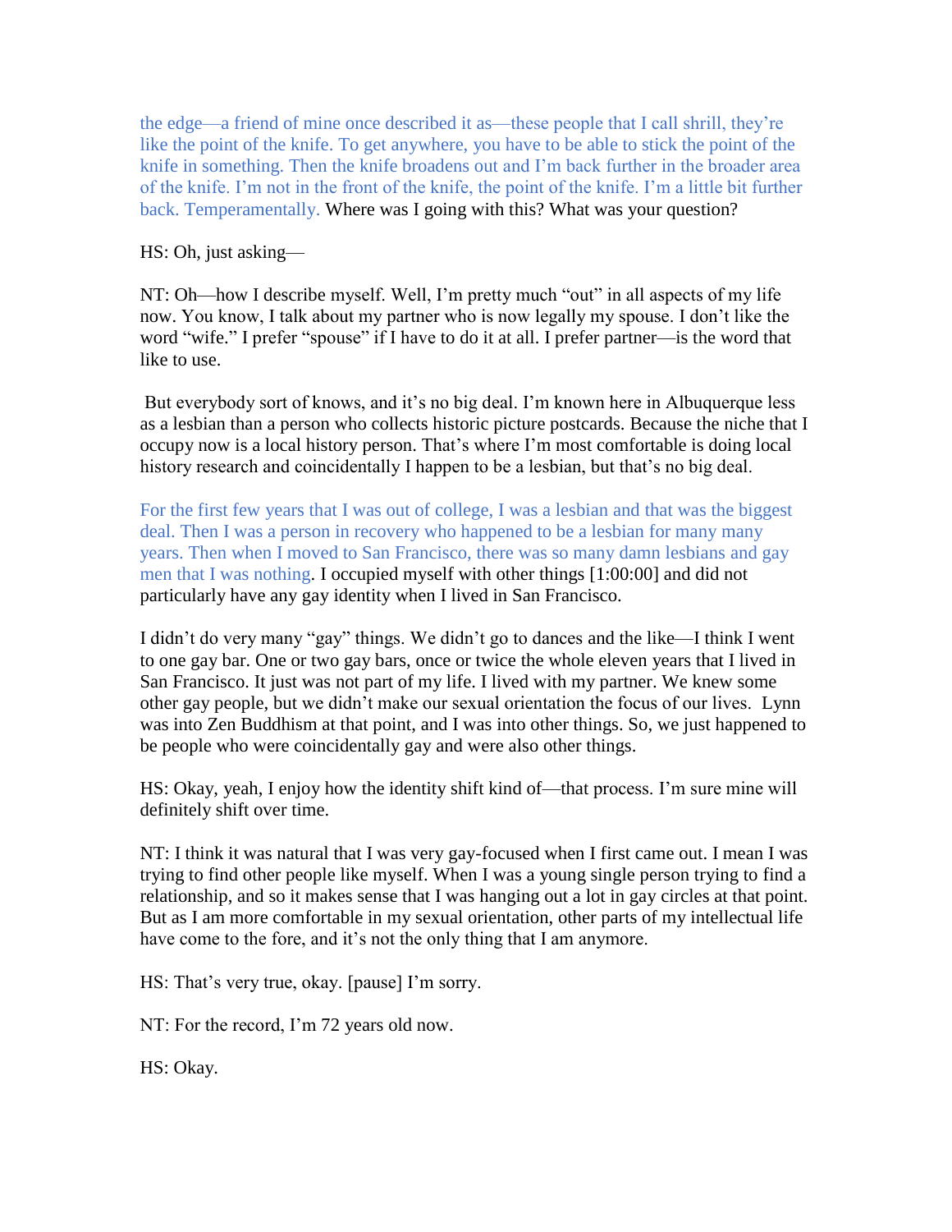the edge—a friend of mine once described it as—these people that I call shrill, they're like the point of the knife. To get anywhere, you have to be able to stick the point of the knife in something. Then the knife broadens out and I'm back further in the broader area of the knife. I'm not in the front of the knife, the point of the knife. I'm a little bit further back. Temperamentally. Where was I going with this? What was your question?

HS: Oh, just asking—

NT: Oh—how I describe myself. Well, I'm pretty much "out" in all aspects of my life now. You know, I talk about my partner who is now legally my spouse. I don't like the word "wife." I prefer "spouse" if I have to do it at all. I prefer partner—is the word that like to use.

But everybody sort of knows, and it's no big deal. I'm known here in Albuquerque less as a lesbian than a person who collects historic picture postcards. Because the niche that I occupy now is a local history person. That's where I'm most comfortable is doing local history research and coincidentally I happen to be a lesbian, but that's no big deal.

For the first few years that I was out of college, I was a lesbian and that was the biggest deal. Then I was a person in recovery who happened to be a lesbian for many many years. Then when I moved to San Francisco, there was so many damn lesbians and gay men that I was nothing. I occupied myself with other things [1:00:00] and did not particularly have any gay identity when I lived in San Francisco.

I didn't do very many "gay" things. We didn't go to dances and the like—I think I went to one gay bar. One or two gay bars, once or twice the whole eleven years that I lived in San Francisco. It just was not part of my life. I lived with my partner. We knew some other gay people, but we didn't make our sexual orientation the focus of our lives. Lynn was into Zen Buddhism at that point, and I was into other things. So, we just happened to be people who were coincidentally gay and were also other things.

HS: Okay, yeah, I enjoy how the identity shift kind of—that process. I'm sure mine will definitely shift over time.

NT: I think it was natural that I was very gay-focused when I first came out. I mean I was trying to find other people like myself. When I was a young single person trying to find a relationship, and so it makes sense that I was hanging out a lot in gay circles at that point. But as I am more comfortable in my sexual orientation, other parts of my intellectual life have come to the fore, and it's not the only thing that I am anymore.

HS: That's very true, okay. [pause] I'm sorry.

NT: For the record, I'm 72 years old now.

HS: Okay.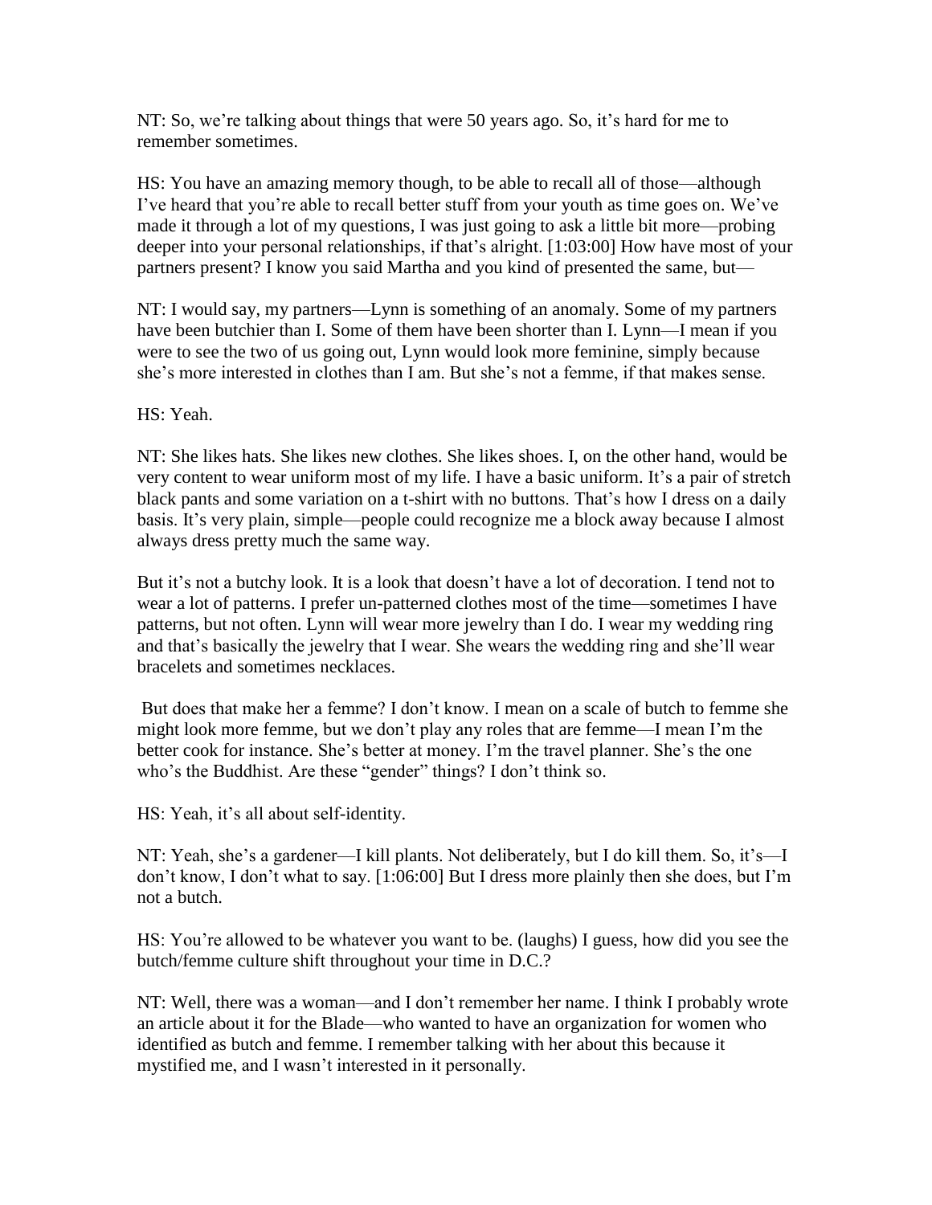NT: So, we're talking about things that were 50 years ago. So, it's hard for me to remember sometimes.

HS: You have an amazing memory though, to be able to recall all of those—although I've heard that you're able to recall better stuff from your youth as time goes on. We've made it through a lot of my questions, I was just going to ask a little bit more—probing deeper into your personal relationships, if that's alright. [1:03:00] How have most of your partners present? I know you said Martha and you kind of presented the same, but—

NT: I would say, my partners—Lynn is something of an anomaly. Some of my partners have been butchier than I. Some of them have been shorter than I. Lynn—I mean if you were to see the two of us going out, Lynn would look more feminine, simply because she's more interested in clothes than I am. But she's not a femme, if that makes sense.

HS: Yeah.

NT: She likes hats. She likes new clothes. She likes shoes. I, on the other hand, would be very content to wear uniform most of my life. I have a basic uniform. It's a pair of stretch black pants and some variation on a t-shirt with no buttons. That's how I dress on a daily basis. It's very plain, simple—people could recognize me a block away because I almost always dress pretty much the same way.

But it's not a butchy look. It is a look that doesn't have a lot of decoration. I tend not to wear a lot of patterns. I prefer un-patterned clothes most of the time—sometimes I have patterns, but not often. Lynn will wear more jewelry than I do. I wear my wedding ring and that's basically the jewelry that I wear. She wears the wedding ring and she'll wear bracelets and sometimes necklaces.

But does that make her a femme? I don't know. I mean on a scale of butch to femme she might look more femme, but we don't play any roles that are femme—I mean I'm the better cook for instance. She's better at money. I'm the travel planner. She's the one who's the Buddhist. Are these "gender" things? I don't think so.

HS: Yeah, it's all about self-identity.

NT: Yeah, she's a gardener—I kill plants. Not deliberately, but I do kill them. So, it's—I don't know, I don't what to say. [1:06:00] But I dress more plainly then she does, but I'm not a butch.

HS: You're allowed to be whatever you want to be. (laughs) I guess, how did you see the butch/femme culture shift throughout your time in D.C.?

NT: Well, there was a woman—and I don't remember her name. I think I probably wrote an article about it for the Blade—who wanted to have an organization for women who identified as butch and femme. I remember talking with her about this because it mystified me, and I wasn't interested in it personally.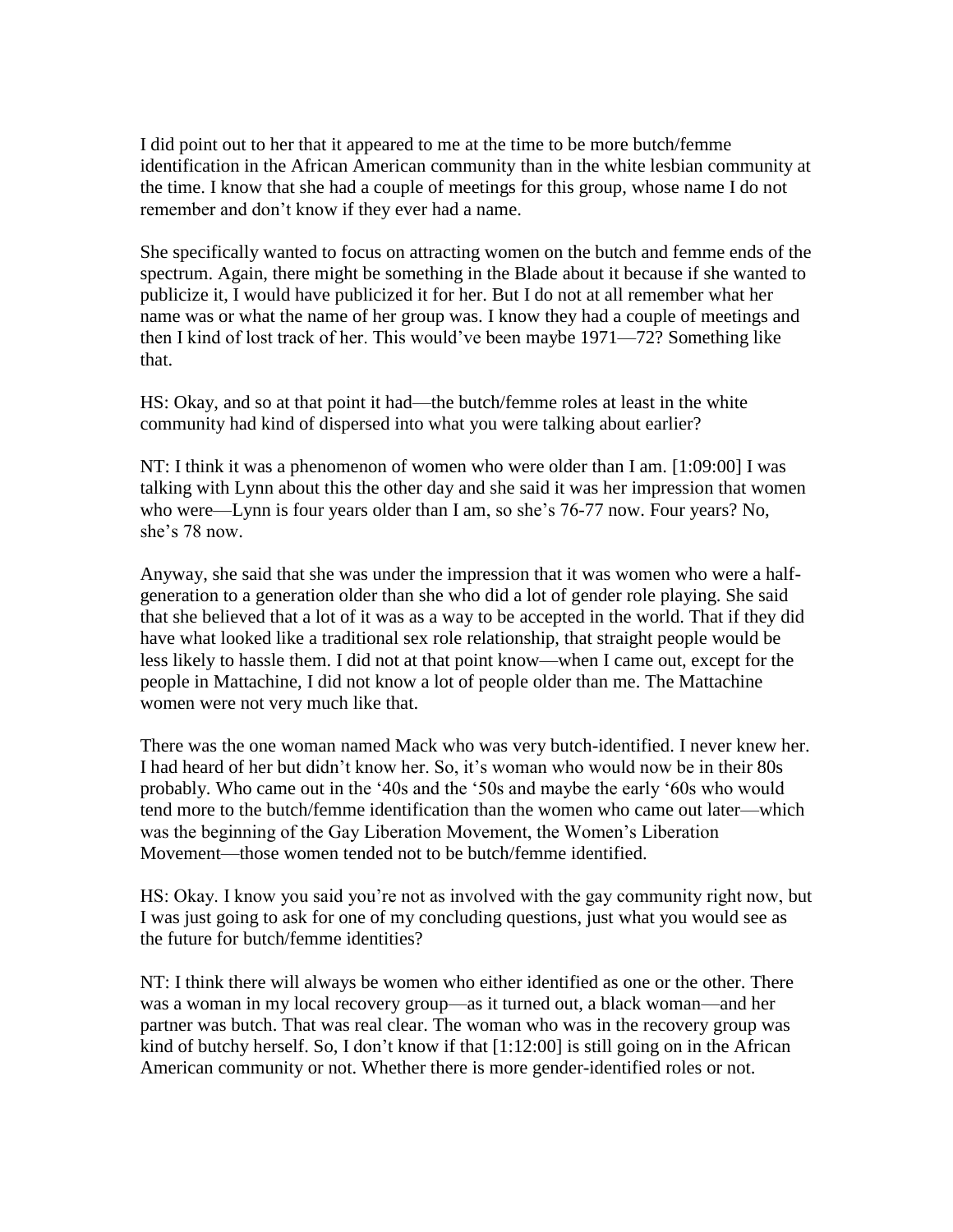I did point out to her that it appeared to me at the time to be more butch/femme identification in the African American community than in the white lesbian community at the time. I know that she had a couple of meetings for this group, whose name I do not remember and don't know if they ever had a name.

She specifically wanted to focus on attracting women on the butch and femme ends of the spectrum. Again, there might be something in the Blade about it because if she wanted to publicize it, I would have publicized it for her. But I do not at all remember what her name was or what the name of her group was. I know they had a couple of meetings and then I kind of lost track of her. This would've been maybe 1971—72? Something like that.

HS: Okay, and so at that point it had—the butch/femme roles at least in the white community had kind of dispersed into what you were talking about earlier?

NT: I think it was a phenomenon of women who were older than I am. [1:09:00] I was talking with Lynn about this the other day and she said it was her impression that women who were—Lynn is four years older than I am, so she's 76-77 now. Four years? No, she's 78 now.

Anyway, she said that she was under the impression that it was women who were a half-generation to a generation older than she who did a lot of gender role playing. She said that she believed that a lot of it was as a way to be accepted in the world. That if they did have what looked like a traditional sex role relationship, that straight people would be less likely to hassle them. I did not at that point know—when I came out, except for the people in Mattachine, I did not know a lot of people older than me. The Mattachine women were not very much like that.

There was the one woman named Mack who was very butch-identified. I never knew her. I had heard of her but didn't know her. So, it's woman who would now be in their 80s probably. Who came out in the '40s and the '50s and maybe the early '60s who would tend more to the butch/femme identification than the women who came out later—which was the beginning of the Gay Liberation Movement, the Women's Liberation Movement—those women tended not to be butch/femme identified.

HS: Okay. I know you said you're not as involved with the gay community right now, but I was just going to ask for one of my concluding questions, just what you would see as the future for butch/femme identities?

NT: I think there will always be women who either identified as one or the other. There was a woman in my local recovery group—as it turned out, a black woman—and her partner was butch. That was real clear. The woman who was in the recovery group was kind of butchy herself. So, I don't know if that [1:12:00] is still going on in the African American community or not. Whether there is more gender-identified roles or not.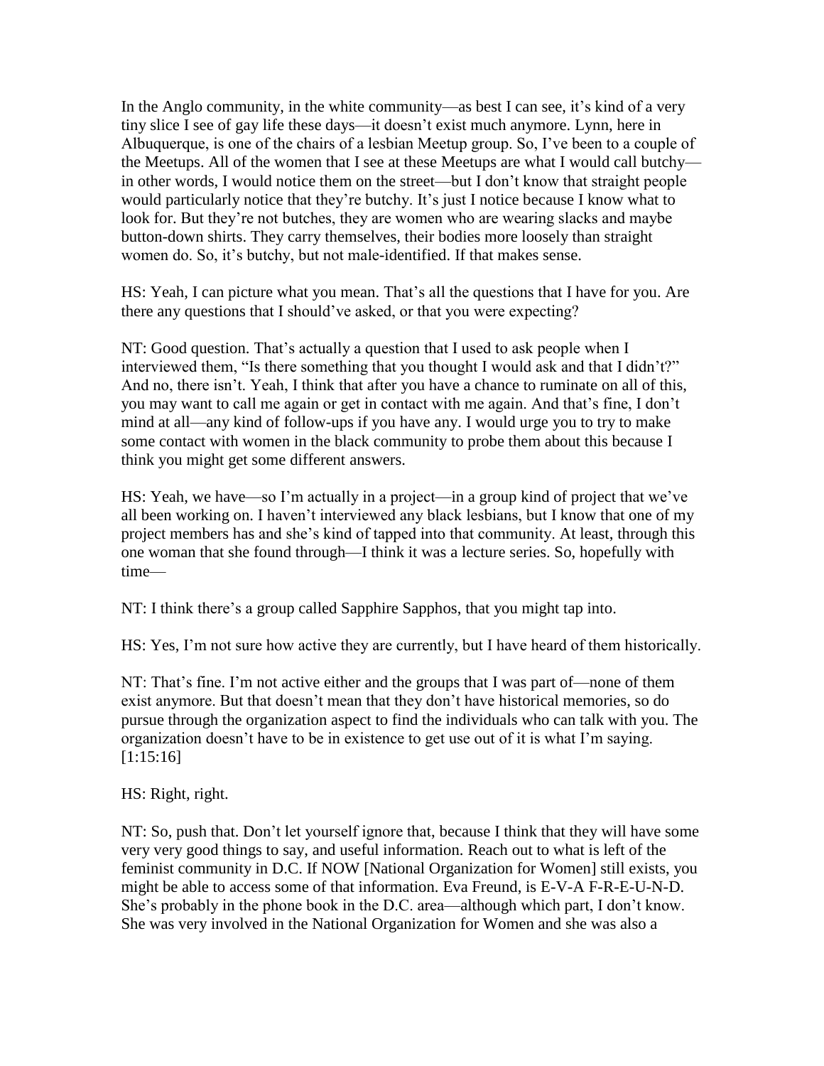In the Anglo community, in the white community—as best I can see, it's kind of a very tiny slice I see of gay life these days—it doesn't exist much anymore. Lynn, here in Albuquerque, is one of the chairs of a lesbian Meetup group. So, I've been to a couple of the Meetups. All of the women that I see at these Meetups are what I would call butchy—in other words, I would notice them on the street—but I don't know that straight people would particularly notice that they're butchy. It's just I notice because I know what to look for. But they're not butches, they are women who are wearing slacks and maybe button-down shirts. They carry themselves, their bodies more loosely than straight women do. So, it's butchy, but not male-identified. If that makes sense.

HS: Yeah, I can picture what you mean. That's all the questions that I have for you. Are there any questions that I should've asked, or that you were expecting?

NT: Good question. That's actually a question that I used to ask people when I interviewed them, "Is there something that you thought I would ask and that I didn't?" And no, there isn't. Yeah, I think that after you have a chance to ruminate on all of this, you may want to call me again or get in contact with me again. And that's fine, I don't mind at all—any kind of follow-ups if you have any. I would urge you to try to make some contact with women in the black community to probe them about this because I think you might get some different answers.

HS: Yeah, we have—so I'm actually in a project—in a group kind of project that we've all been working on. I haven't interviewed any black lesbians, but I know that one of my project members has and she's kind of tapped into that community. At least, through this one woman that she found through—I think it was a lecture series. So, hopefully with time—

NT: I think there's a group called Sapphire Sapphos, that you might tap into.

HS: Yes, I'm not sure how active they are currently, but I have heard of them historically.

NT: That's fine. I'm not active either and the groups that I was part of—none of them exist anymore. But that doesn't mean that they don't have historical memories, so do pursue through the organization aspect to find the individuals who can talk with you. The organization doesn't have to be in existence to get use out of it is what I'm saying. [1:15:16]

HS: Right, right.

NT: So, push that. Don't let yourself ignore that, because I think that they will have some very very good things to say, and useful information. Reach out to what is left of the feminist community in D.C. If NOW [National Organization for Women] still exists, you might be able to access some of that information. Eva Freund, is E-V-A F-R-E-U-N-D. She's probably in the phone book in the D.C. area—although which part, I don't know. She was very involved in the National Organization for Women and she was also a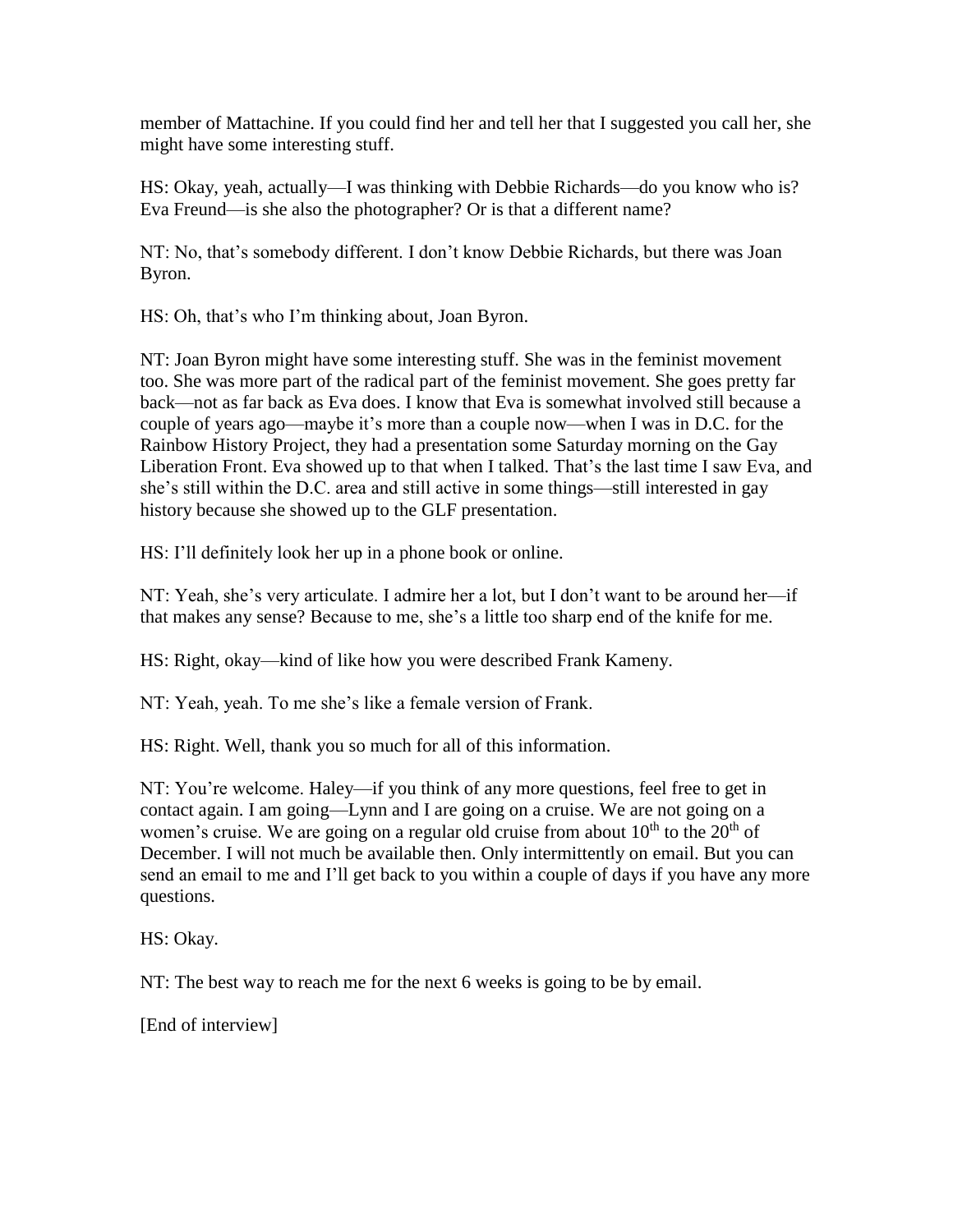member of Mattachine. If you could find her and tell her that I suggested you call her, she might have some interesting stuff.

HS: Okay, yeah, actually—I was thinking with Debbie Richards—do you know who is? Eva Freund—is she also the photographer? Or is that a different name?

NT: No, that's somebody different. I don't know Debbie Richards, but there was Joan Byron.

HS: Oh, that's who I'm thinking about, Joan Byron.

NT: Joan Byron might have some interesting stuff. She was in the feminist movement too. She was more part of the radical part of the feminist movement. She goes pretty far back—not as far back as Eva does. I know that Eva is somewhat involved still because a couple of years ago—maybe it's more than a couple now—when I was in D.C. for the Rainbow History Project, they had a presentation some Saturday morning on the Gay Liberation Front. Eva showed up to that when I talked. That's the last time I saw Eva, and she's still within the D.C. area and still active in some things—still interested in gay history because she showed up to the GLF presentation.

HS: I'll definitely look her up in a phone book or online.

NT: Yeah, she's very articulate. I admire her a lot, but I don't want to be around her—if that makes any sense? Because to me, she's a little too sharp end of the knife for me.

HS: Right, okay—kind of like how you were described Frank Kameny.

NT: Yeah, yeah. To me she's like a female version of Frank.

HS: Right. Well, thank you so much for all of this information.

NT: You're welcome. Haley—if you think of any more questions, feel free to get in contact again. I am going—Lynn and I are going on a cruise. We are not going on a women's cruise. We are going on a regular old cruise from about 10th to the 20th of December. I will not much be available then. Only intermittently on email. But you can send an email to me and I'll get back to you within a couple of days if you have any more questions.

HS: Okay.

NT: The best way to reach me for the next 6 weeks is going to be by email.

[End of interview]